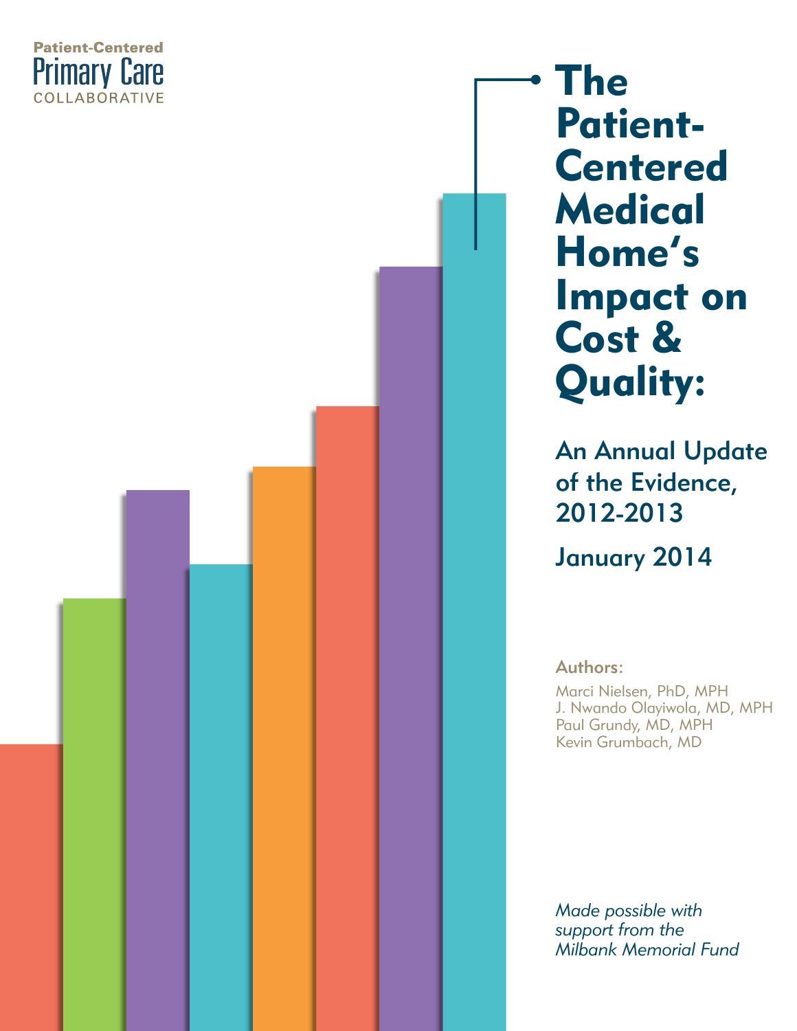Patient-Centered
Primary Care
COLLABORATIVE

# The Patient-Centered Medical Home's Impact on Cost & Quality:

## An Annual Update of the Evidence, 2012-2013

## January 2014

**Authors:**

Marci Nielsen, PhD, MPH
J. Nwando Olayiwola, MD, MPH
Paul Grundy, MD, MPH
Kevin Grumbach, MD

*Made possible with support from the Milbank Memorial Fund*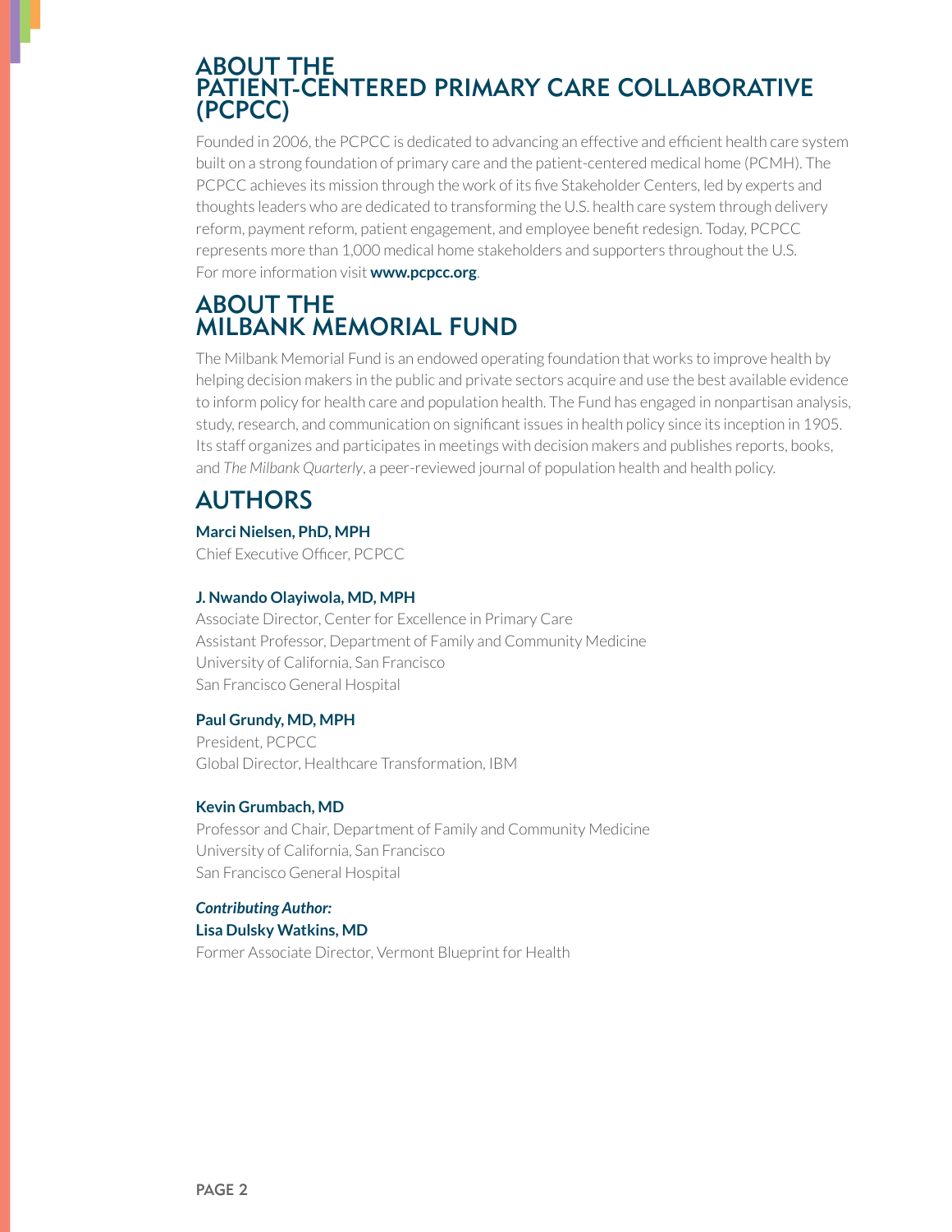## ABOUT THE PATIENT-CENTERED PRIMARY CARE COLLABORATIVE (PCPCC)

Founded in 2006, the PCPCC is dedicated to advancing an effective and efficient health care system built on a strong foundation of primary care and the patient-centered medical home (PCMH). The PCPCC achieves its mission through the work of its five Stakeholder Centers, led by experts and thoughts leaders who are dedicated to transforming the U.S. health care system through delivery reform, payment reform, patient engagement, and employee benefit redesign. Today, PCPCC represents more than 1,000 medical home stakeholders and supporters throughout the U.S. For more information visit **www.pcpcc.org**.

## ABOUT THE MILBANK MEMORIAL FUND

The Milbank Memorial Fund is an endowed operating foundation that works to improve health by helping decision makers in the public and private sectors acquire and use the best available evidence to inform policy for health care and population health. The Fund has engaged in nonpartisan analysis, study, research, and communication on significant issues in health policy since its inception in 1905. Its staff organizes and participates in meetings with decision makers and publishes reports, books, and *The Milbank Quarterly*, a peer-reviewed journal of population health and health policy.

## AUTHORS

**Marci Nielsen, PhD, MPH**
Chief Executive Officer, PCPCC

**J. Nwando Olayiwola, MD, MPH**
Associate Director, Center for Excellence in Primary Care
Assistant Professor, Department of Family and Community Medicine
University of California, San Francisco
San Francisco General Hospital

**Paul Grundy, MD, MPH**
President, PCPCC
Global Director, Healthcare Transformation, IBM

**Kevin Grumbach, MD**
Professor and Chair, Department of Family and Community Medicine
University of California, San Francisco
San Francisco General Hospital

***Contributing Author:***
**Lisa Dulsky Watkins, MD**
Former Associate Director, Vermont Blueprint for Health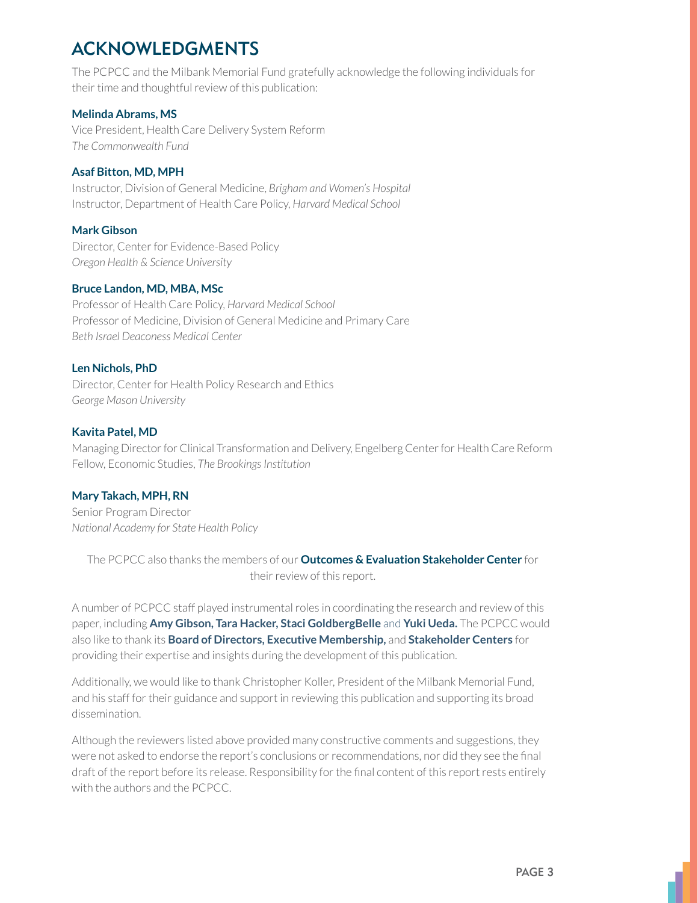# ACKNOWLEDGMENTS

The PCPCC and the Milbank Memorial Fund gratefully acknowledge the following individuals for their time and thoughtful review of this publication:

**Melinda Abrams, MS**
Vice President, Health Care Delivery System Reform
*The Commonwealth Fund*

**Asaf Bitton, MD, MPH**
Instructor, Division of General Medicine, *Brigham and Women's Hospital*
Instructor, Department of Health Care Policy, *Harvard Medical School*

**Mark Gibson**
Director, Center for Evidence-Based Policy
*Oregon Health & Science University*

**Bruce Landon, MD, MBA, MSc**
Professor of Health Care Policy, *Harvard Medical School*
Professor of Medicine, Division of General Medicine and Primary Care
*Beth Israel Deaconess Medical Center*

**Len Nichols, PhD**
Director, Center for Health Policy Research and Ethics
*George Mason University*

**Kavita Patel, MD**
Managing Director for Clinical Transformation and Delivery, Engelberg Center for Health Care Reform
Fellow, Economic Studies, *The Brookings Institution*

**Mary Takach, MPH, RN**
Senior Program Director
*National Academy for State Health Policy*

The PCPCC also thanks the members of our **Outcomes & Evaluation Stakeholder Center** for their review of this report.

A number of PCPCC staff played instrumental roles in coordinating the research and review of this paper, including **Amy Gibson, Tara Hacker, Staci GoldbergBelle** and **Yuki Ueda.** The PCPCC would also like to thank its **Board of Directors, Executive Membership,** and **Stakeholder Centers** for providing their expertise and insights during the development of this publication.

Additionally, we would like to thank Christopher Koller, President of the Milbank Memorial Fund, and his staff for their guidance and support in reviewing this publication and supporting its broad dissemination.

Although the reviewers listed above provided many constructive comments and suggestions, they were not asked to endorse the report's conclusions or recommendations, nor did they see the final draft of the report before its release. Responsibility for the final content of this report rests entirely with the authors and the PCPCC.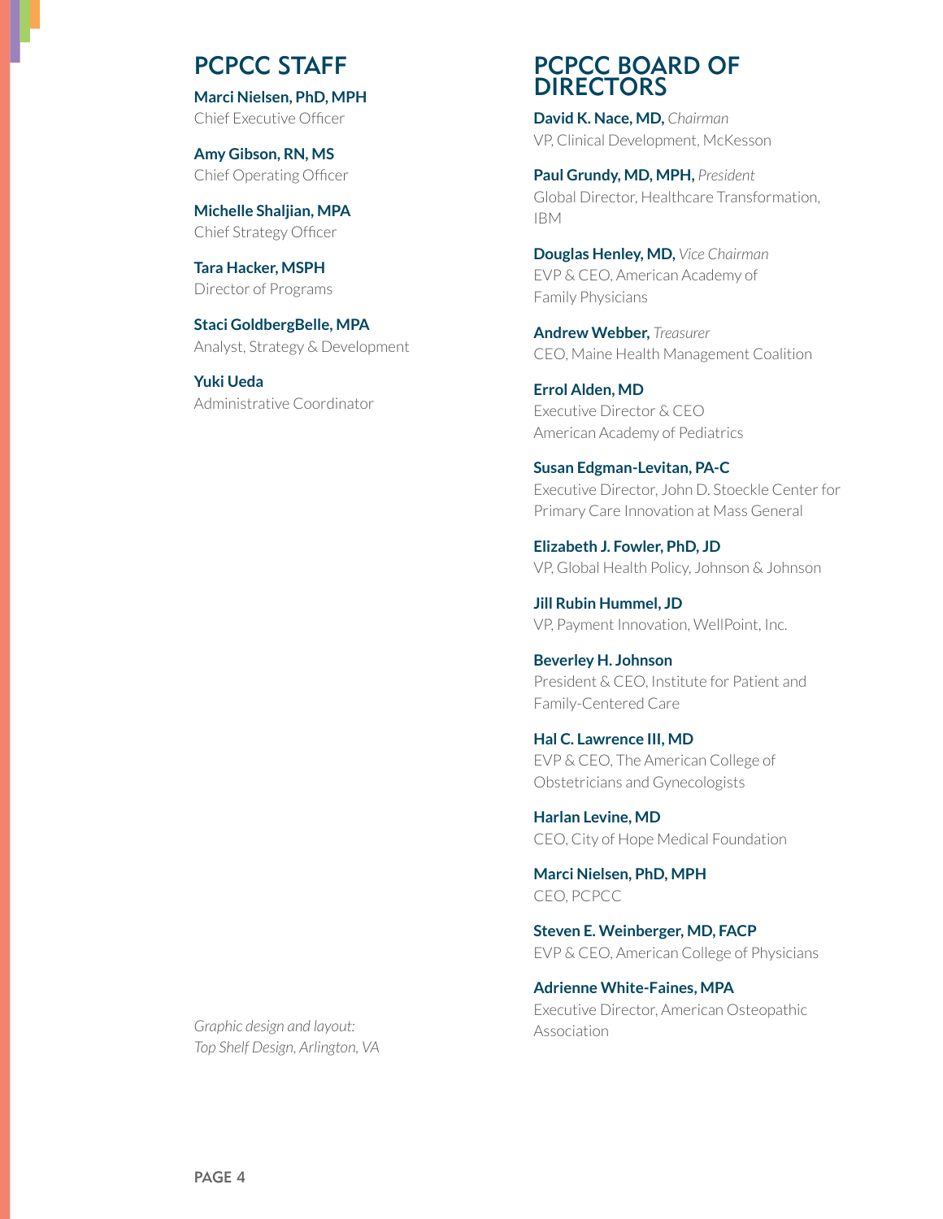## PCPCC STAFF

**Marci Nielsen, PhD, MPH**
Chief Executive Officer

**Amy Gibson, RN, MS**
Chief Operating Officer

**Michelle Shaljian, MPA**
Chief Strategy Officer

**Tara Hacker, MSPH**
Director of Programs

**Staci GoldbergBelle, MPA**
Analyst, Strategy & Development

**Yuki Ueda**
Administrative Coordinator

*Graphic design and layout:*
*Top Shelf Design, Arlington, VA*

## PCPCC BOARD OF DIRECTORS

**David K. Nace, MD,** *Chairman*
VP, Clinical Development, McKesson

**Paul Grundy, MD, MPH,** *President*
Global Director, Healthcare Transformation, IBM

**Douglas Henley, MD,** *Vice Chairman*
EVP & CEO, American Academy of Family Physicians

**Andrew Webber,** *Treasurer*
CEO, Maine Health Management Coalition

**Errol Alden, MD**
Executive Director & CEO
American Academy of Pediatrics

**Susan Edgman-Levitan, PA-C**
Executive Director, John D. Stoeckle Center for Primary Care Innovation at Mass General

**Elizabeth J. Fowler, PhD, JD**
VP, Global Health Policy, Johnson & Johnson

**Jill Rubin Hummel, JD**
VP, Payment Innovation, WellPoint, Inc.

**Beverley H. Johnson**
President & CEO, Institute for Patient and Family-Centered Care

**Hal C. Lawrence III, MD**
EVP & CEO, The American College of Obstetricians and Gynecologists

**Harlan Levine, MD**
CEO, City of Hope Medical Foundation

**Marci Nielsen, PhD, MPH**
CEO, PCPCC

**Steven E. Weinberger, MD, FACP**
EVP & CEO, American College of Physicians

**Adrienne White-Faines, MPA**
Executive Director, American Osteopathic Association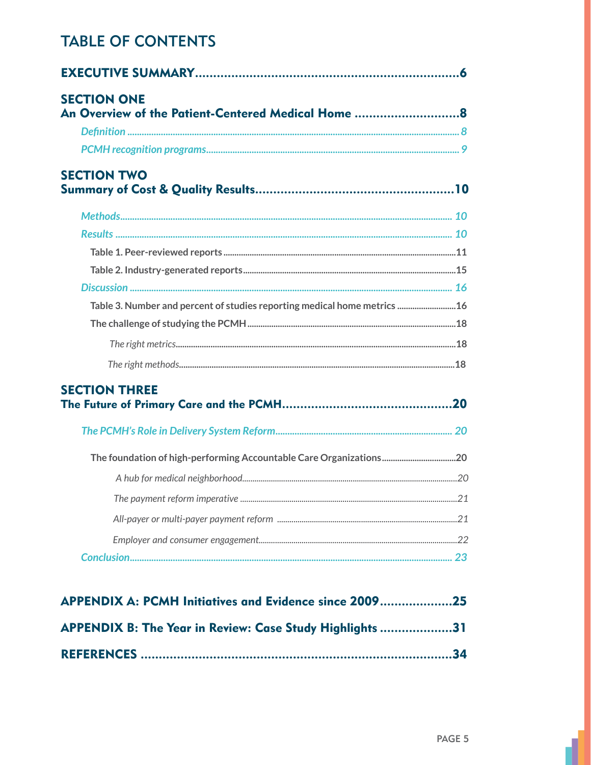# TABLE OF CONTENTS

**EXECUTIVE SUMMARY**........................................................................6

**SECTION ONE**
**An Overview of the Patient-Centered Medical Home** ..............................8

*Definition* ........................................................................................8

*PCMH recognition programs*...............................................................9

**SECTION TWO**
**Summary of Cost & Quality Results**......................................................10

*Methods*...........................................................................................10

*Results* ............................................................................................10

**Table 1. Peer-reviewed reports**..........................................................11

**Table 2. Industry-generated reports**...................................................15

*Discussion* .......................................................................................16

**Table 3. Number and percent of studies reporting medical home metrics** ...........16

**The challenge of studying the PCMH**..................................................18

*The right metrics*...............................................................................18

*The right methods*.............................................................................18

**SECTION THREE**
**The Future of Primary Care and the PCMH**..........................................20

*The PCMH's Role in Delivery System Reform*.........................................20

**The foundation of high-performing Accountable Care Organizations**...........20

*A hub for medical neighborhood*..........................................................20

*The payment reform imperative* ..........................................................21

*All-payer or multi-payer payment reform* .............................................21

*Employer and consumer engagement*...................................................22

*Conclusion*........................................................................................23

**APPENDIX A: PCMH Initiatives and Evidence since 2009**..........................25

**APPENDIX B: The Year in Review: Case Study Highlights** ..........................31

**REFERENCES** .........................................................................................34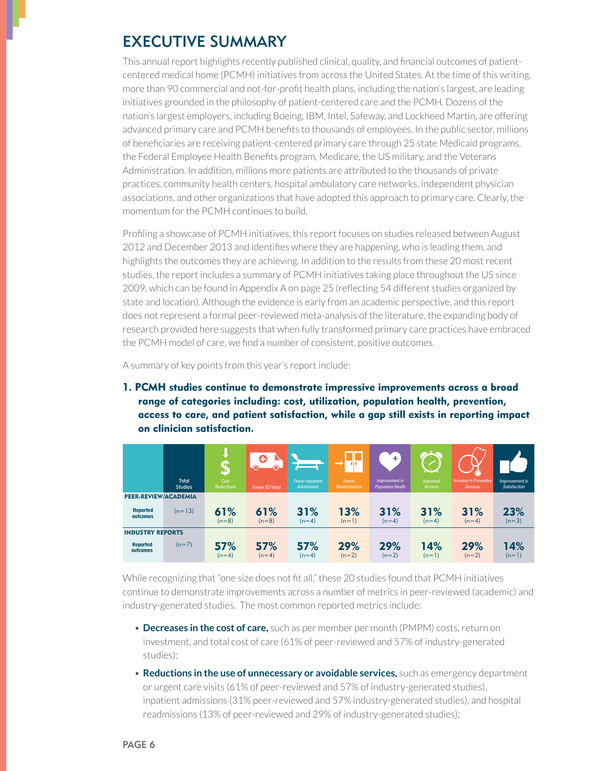## EXECUTIVE SUMMARY

This annual report highlights recently published clinical, quality, and financial outcomes of patient-centered medical home (PCMH) initiatives from across the United States. At the time of this writing, more than 90 commercial and not-for-profit health plans, including the nation's largest, are leading initiatives grounded in the philosophy of patient-centered care and the PCMH. Dozens of the nation's largest employers, including Boeing, IBM, Intel, Safeway, and Lockheed Martin, are offering advanced primary care and PCMH benefits to thousands of employees. In the public sector, millions of beneficiaries are receiving patient-centered primary care through 25 state Medicaid programs, the Federal Employee Health Benefits program, Medicare, the US military, and the Veterans Administration. In addition, millions more patients are attributed to the thousands of private practices, community health centers, hospital ambulatory care networks, independent physician associations, and other organizations that have adopted this approach to primary care. Clearly, the momentum for the PCMH continues to build.

Profiling a showcase of PCMH initiatives, this report focuses on studies released between August 2012 and December 2013 and identifies where they are happening, who is leading them, and highlights the outcomes they are achieving. In addition to the results from these 20 most recent studies, the report includes a summary of PCMH initiatives taking place throughout the US since 2009, which can be found in Appendix A on page 25 (reflecting 54 different studies organized by state and location). Although the evidence is early from an academic perspective, and this report does not represent a formal peer-reviewed meta-analysis of the literature, the expanding body of research provided here suggests that when fully transformed primary care practices have embraced the PCMH model of care, we find a number of consistent, positive outcomes.

A summary of key points from this year's report include:

**1. PCMH studies continue to demonstrate impressive improvements across a broad range of categories including: cost, utilization, population health, prevention, access to care, and patient satisfaction, while a gap still exists in reporting impact on clinician satisfaction.**

| | Total Studies | Cost Reductions | Fewer ED Visits | Fewer Inpatient Admissions | Fewer Readmissions | Improvement in Population Health | Improved Access | Increase in Preventive Services | Improvement in Satisfaction |
|---|---|---|---|---|---|---|---|---|---|
| **PEER-REVIEW/ACADEMIA** | | | | | | | | | |
| **Reported outcomes** | (n=13) | **61%** (n=8) | **61%** (n=8) | **31%** (n=4) | **13%** (n=1) | **31%** (n=4) | **31%** (n=4) | **31%** (n=4) | **23%** (n=3) |
| **INDUSTRY REPORTS** | | | | | | | | | |
| **Reported outcomes** | (n=7) | **57%** (n=4) | **57%** (n=4) | **57%** (n=4) | **29%** (n=2) | **29%** (n=2) | **14%** (n=1) | **29%** (n=2) | **14%** (n=1) |

While recognizing that "one size does not fit all," these 20 studies found that PCMH initiatives continue to demonstrate improvements across a number of metrics in peer-reviewed (academic) and industry-generated studies. The most common reported metrics include:

- **Decreases in the cost of care,** such as per member per month (PMPM) costs, return on investment, and total cost of care (61% of peer-reviewed and 57% of industry-generated studies);
- **Reductions in the use of unnecessary or avoidable services,** such as emergency department or urgent care visits (61% of peer-reviewed and 57% of industry-generated studies), inpatient admissions (31% peer-reviewed and 57% industry-generated studies), and hospital readmissions (13% of peer-reviewed and 29% of industry-generated studies);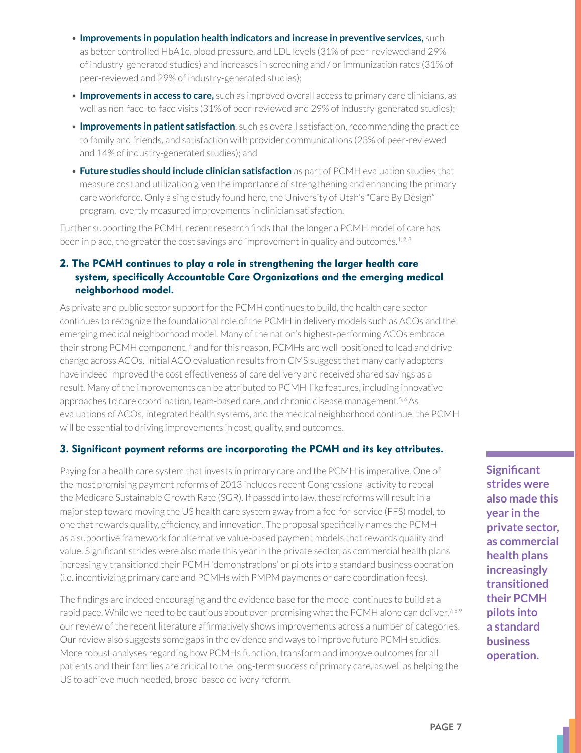- **Improvements in population health indicators and increase in preventive services,** such as better controlled HbA1c, blood pressure, and LDL levels (31% of peer-reviewed and 29% of industry-generated studies) and increases in screening and / or immunization rates (31% of peer-reviewed and 29% of industry-generated studies);
- **Improvements in access to care,** such as improved overall access to primary care clinicians, as well as non-face-to-face visits (31% of peer-reviewed and 29% of industry-generated studies);
- **Improvements in patient satisfaction**, such as overall satisfaction, recommending the practice to family and friends, and satisfaction with provider communications (23% of peer-reviewed and 14% of industry-generated studies); and
- **Future studies should include clinician satisfaction** as part of PCMH evaluation studies that measure cost and utilization given the importance of strengthening and enhancing the primary care workforce. Only a single study found here, the University of Utah's "Care By Design" program, overtly measured improvements in clinician satisfaction.

Further supporting the PCMH, recent research finds that the longer a PCMH model of care has been in place, the greater the cost savings and improvement in quality and outcomes.[1, 2, 3]

### 2. The PCMH continues to play a role in strengthening the larger health care system, specifically Accountable Care Organizations and the emerging medical neighborhood model.

As private and public sector support for the PCMH continues to build, the health care sector continues to recognize the foundational role of the PCMH in delivery models such as ACOs and the emerging medical neighborhood model. Many of the nation's highest-performing ACOs embrace their strong PCMH component, [4] and for this reason, PCMHs are well-positioned to lead and drive change across ACOs. Initial ACO evaluation results from CMS suggest that many early adopters have indeed improved the cost effectiveness of care delivery and received shared savings as a result. Many of the improvements can be attributed to PCMH-like features, including innovative approaches to care coordination, team-based care, and chronic disease management.[5, 6] As evaluations of ACOs, integrated health systems, and the medical neighborhood continue, the PCMH will be essential to driving improvements in cost, quality, and outcomes.

### 3. Significant payment reforms are incorporating the PCMH and its key attributes.

Paying for a health care system that invests in primary care and the PCMH is imperative. One of the most promising payment reforms of 2013 includes recent Congressional activity to repeal the Medicare Sustainable Growth Rate (SGR). If passed into law, these reforms will result in a major step toward moving the US health care system away from a fee-for-service (FFS) model, to one that rewards quality, efficiency, and innovation. The proposal specifically names the PCMH as a supportive framework for alternative value-based payment models that rewards quality and value. Significant strides were also made this year in the private sector, as commercial health plans increasingly transitioned their PCMH 'demonstrations' or pilots into a standard business operation (i.e. incentivizing primary care and PCMHs with PMPM payments or care coordination fees).

**Significant strides were also made this year in the private sector, as commercial health plans increasingly transitioned their PCMH pilots into a standard business operation.**

The findings are indeed encouraging and the evidence base for the model continues to build at a rapid pace. While we need to be cautious about over-promising what the PCMH alone can deliver,[7, 8, 9] our review of the recent literature affirmatively shows improvements across a number of categories. Our review also suggests some gaps in the evidence and ways to improve future PCMH studies. More robust analyses regarding how PCMHs function, transform and improve outcomes for all patients and their families are critical to the long-term success of primary care, as well as helping the US to achieve much needed, broad-based delivery reform.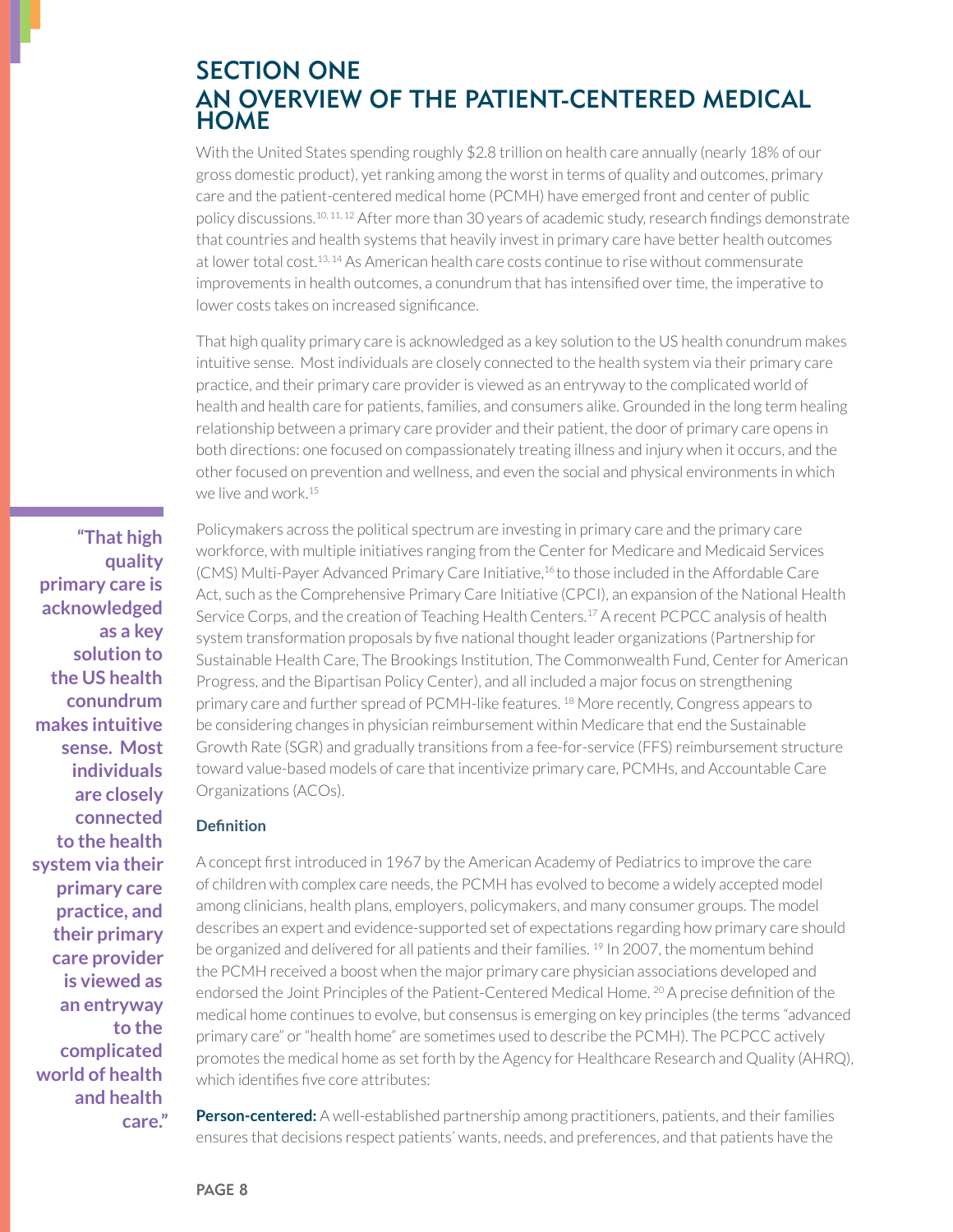# SECTION ONE
# AN OVERVIEW OF THE PATIENT-CENTERED MEDICAL HOME

With the United States spending roughly $2.8 trillion on health care annually (nearly 18% of our gross domestic product), yet ranking among the worst in terms of quality and outcomes, primary care and the patient-centered medical home (PCMH) have emerged front and center of public policy discussions.[10, 11, 12] After more than 30 years of academic study, research findings demonstrate that countries and health systems that heavily invest in primary care have better health outcomes at lower total cost.[13, 14] As American health care costs continue to rise without commensurate improvements in health outcomes, a conundrum that has intensified over time, the imperative to lower costs takes on increased significance.

That high quality primary care is acknowledged as a key solution to the US health conundrum makes intuitive sense. Most individuals are closely connected to the health system via their primary care practice, and their primary care provider is viewed as an entryway to the complicated world of health and health care for patients, families, and consumers alike. Grounded in the long term healing relationship between a primary care provider and their patient, the door of primary care opens in both directions: one focused on compassionately treating illness and injury when it occurs, and the other focused on prevention and wellness, and even the social and physical environments in which we live and work.[15]

> **"That high quality primary care is acknowledged as a key solution to the US health conundrum makes intuitive sense. Most individuals are closely connected to the health system via their primary care practice, and their primary care provider is viewed as an entryway to the complicated world of health and health care."**

Policymakers across the political spectrum are investing in primary care and the primary care workforce, with multiple initiatives ranging from the Center for Medicare and Medicaid Services (CMS) Multi-Payer Advanced Primary Care Initiative,[16] to those included in the Affordable Care Act, such as the Comprehensive Primary Care Initiative (CPCI), an expansion of the National Health Service Corps, and the creation of Teaching Health Centers.[17] A recent PCPCC analysis of health system transformation proposals by five national thought leader organizations (Partnership for Sustainable Health Care, The Brookings Institution, The Commonwealth Fund, Center for American Progress, and the Bipartisan Policy Center), and all included a major focus on strengthening primary care and further spread of PCMH-like features. [18] More recently, Congress appears to be considering changes in physician reimbursement within Medicare that end the Sustainable Growth Rate (SGR) and gradually transitions from a fee-for-service (FFS) reimbursement structure toward value-based models of care that incentivize primary care, PCMHs, and Accountable Care Organizations (ACOs).

### Definition

A concept first introduced in 1967 by the American Academy of Pediatrics to improve the care of children with complex care needs, the PCMH has evolved to become a widely accepted model among clinicians, health plans, employers, policymakers, and many consumer groups. The model describes an expert and evidence-supported set of expectations regarding how primary care should be organized and delivered for all patients and their families. [19] In 2007, the momentum behind the PCMH received a boost when the major primary care physician associations developed and endorsed the Joint Principles of the Patient-Centered Medical Home. [20] A precise definition of the medical home continues to evolve, but consensus is emerging on key principles (the terms "advanced primary care" or "health home" are sometimes used to describe the PCMH). The PCPCC actively promotes the medical home as set forth by the Agency for Healthcare Research and Quality (AHRQ), which identifies five core attributes:

**Person-centered:** A well-established partnership among practitioners, patients, and their families ensures that decisions respect patients' wants, needs, and preferences, and that patients have the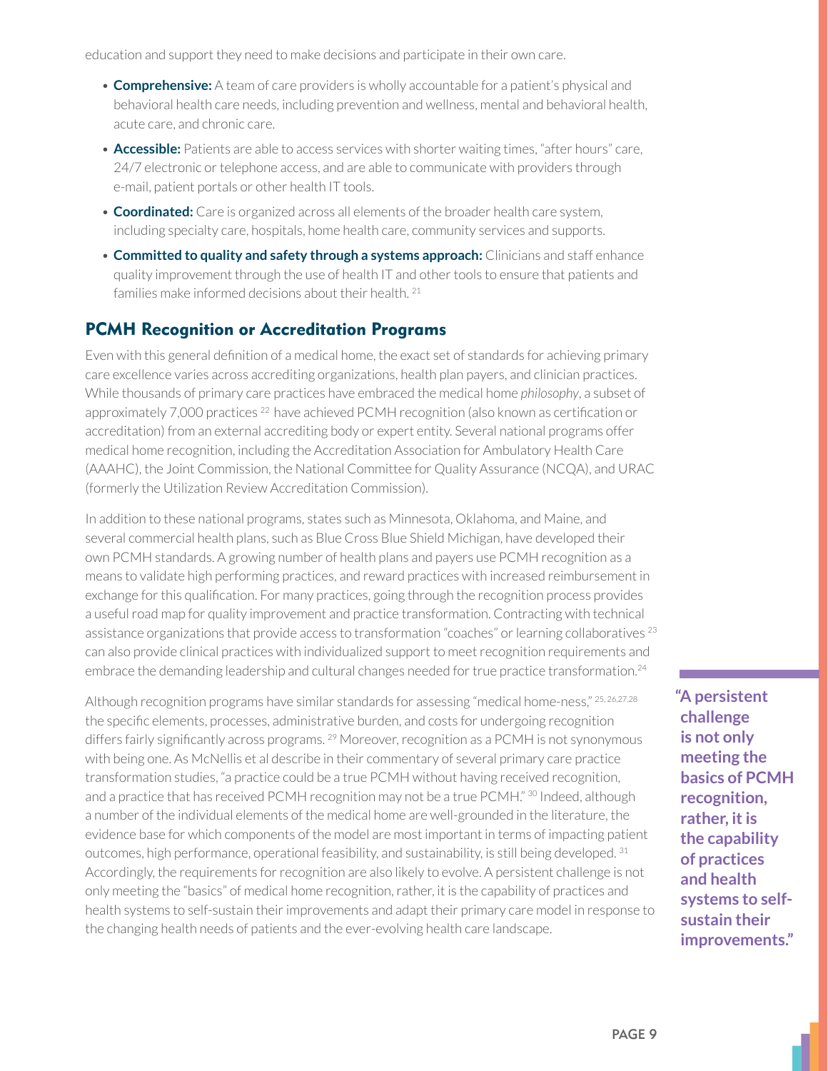education and support they need to make decisions and participate in their own care.

- **Comprehensive:** A team of care providers is wholly accountable for a patient's physical and behavioral health care needs, including prevention and wellness, mental and behavioral health, acute care, and chronic care.
- **Accessible:** Patients are able to access services with shorter waiting times, "after hours" care, 24/7 electronic or telephone access, and are able to communicate with providers through e-mail, patient portals or other health IT tools.
- **Coordinated:** Care is organized across all elements of the broader health care system, including specialty care, hospitals, home health care, community services and supports.
- **Committed to quality and safety through a systems approach:** Clinicians and staff enhance quality improvement through the use of health IT and other tools to ensure that patients and families make informed decisions about their health. [21]

## PCMH Recognition or Accreditation Programs

Even with this general definition of a medical home, the exact set of standards for achieving primary care excellence varies across accrediting organizations, health plan payers, and clinician practices. While thousands of primary care practices have embraced the medical home *philosophy*, a subset of approximately 7,000 practices [22] have achieved PCMH recognition (also known as certification or accreditation) from an external accrediting body or expert entity. Several national programs offer medical home recognition, including the Accreditation Association for Ambulatory Health Care (AAAHC), the Joint Commission, the National Committee for Quality Assurance (NCQA), and URAC (formerly the Utilization Review Accreditation Commission).

In addition to these national programs, states such as Minnesota, Oklahoma, and Maine, and several commercial health plans, such as Blue Cross Blue Shield Michigan, have developed their own PCMH standards. A growing number of health plans and payers use PCMH recognition as a means to validate high performing practices, and reward practices with increased reimbursement in exchange for this qualification. For many practices, going through the recognition process provides a useful road map for quality improvement and practice transformation. Contracting with technical assistance organizations that provide access to transformation "coaches" or learning collaboratives [23] can also provide clinical practices with individualized support to meet recognition requirements and embrace the demanding leadership and cultural changes needed for true practice transformation.[24]

Although recognition programs have similar standards for assessing "medical home-ness," [25,26,27,28] the specific elements, processes, administrative burden, and costs for undergoing recognition differs fairly significantly across programs. [29] Moreover, recognition as a PCMH is not synonymous with being one. As McNellis et al describe in their commentary of several primary care practice transformation studies, "a practice could be a true PCMH without having received recognition, and a practice that has received PCMH recognition may not be a true PCMH." [30] Indeed, although a number of the individual elements of the medical home are well-grounded in the literature, the evidence base for which components of the model are most important in terms of impacting patient outcomes, high performance, operational feasibility, and sustainability, is still being developed. [31] Accordingly, the requirements for recognition are also likely to evolve. A persistent challenge is not only meeting the "basics" of medical home recognition, rather, it is the capability of practices and health systems to self-sustain their improvements and adapt their primary care model in response to the changing health needs of patients and the ever-evolving health care landscape.

**"A persistent challenge is not only meeting the basics of PCMH recognition, rather, it is the capability of practices and health systems to self-sustain their improvements."**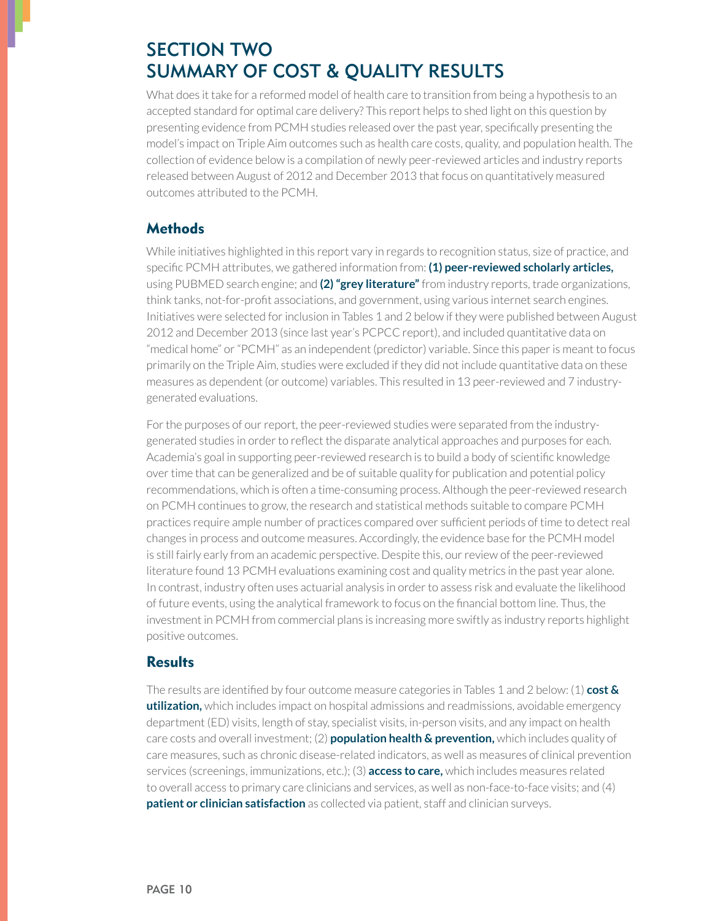# SECTION TWO
# SUMMARY OF COST & QUALITY RESULTS

What does it take for a reformed model of health care to transition from being a hypothesis to an accepted standard for optimal care delivery? This report helps to shed light on this question by presenting evidence from PCMH studies released over the past year, specifically presenting the model's impact on Triple Aim outcomes such as health care costs, quality, and population health. The collection of evidence below is a compilation of newly peer-reviewed articles and industry reports released between August of 2012 and December 2013 that focus on quantitatively measured outcomes attributed to the PCMH.

## Methods

While initiatives highlighted in this report vary in regards to recognition status, size of practice, and specific PCMH attributes, we gathered information from: **(1) peer-reviewed scholarly articles,** using PUBMED search engine; and **(2) "grey literature"** from industry reports, trade organizations, think tanks, not-for-profit associations, and government, using various internet search engines. Initiatives were selected for inclusion in Tables 1 and 2 below if they were published between August 2012 and December 2013 (since last year's PCPCC report), and included quantitative data on "medical home" or "PCMH" as an independent (predictor) variable. Since this paper is meant to focus primarily on the Triple Aim, studies were excluded if they did not include quantitative data on these measures as dependent (or outcome) variables. This resulted in 13 peer-reviewed and 7 industry-generated evaluations.

For the purposes of our report, the peer-reviewed studies were separated from the industry-generated studies in order to reflect the disparate analytical approaches and purposes for each. Academia's goal in supporting peer-reviewed research is to build a body of scientific knowledge over time that can be generalized and be of suitable quality for publication and potential policy recommendations, which is often a time-consuming process. Although the peer-reviewed research on PCMH continues to grow, the research and statistical methods suitable to compare PCMH practices require ample number of practices compared over sufficient periods of time to detect real changes in process and outcome measures. Accordingly, the evidence base for the PCMH model is still fairly early from an academic perspective. Despite this, our review of the peer-reviewed literature found 13 PCMH evaluations examining cost and quality metrics in the past year alone. In contrast, industry often uses actuarial analysis in order to assess risk and evaluate the likelihood of future events, using the analytical framework to focus on the financial bottom line. Thus, the investment in PCMH from commercial plans is increasing more swiftly as industry reports highlight positive outcomes.

## Results

The results are identified by four outcome measure categories in Tables 1 and 2 below: (1) **cost & utilization,** which includes impact on hospital admissions and readmissions, avoidable emergency department (ED) visits, length of stay, specialist visits, in-person visits, and any impact on health care costs and overall investment; (2) **population health & prevention,** which includes quality of care measures, such as chronic disease-related indicators, as well as measures of clinical prevention services (screenings, immunizations, etc.); (3) **access to care,** which includes measures related to overall access to primary care clinicians and services, as well as non-face-to-face visits; and (4) **patient or clinician satisfaction** as collected via patient, staff and clinician surveys.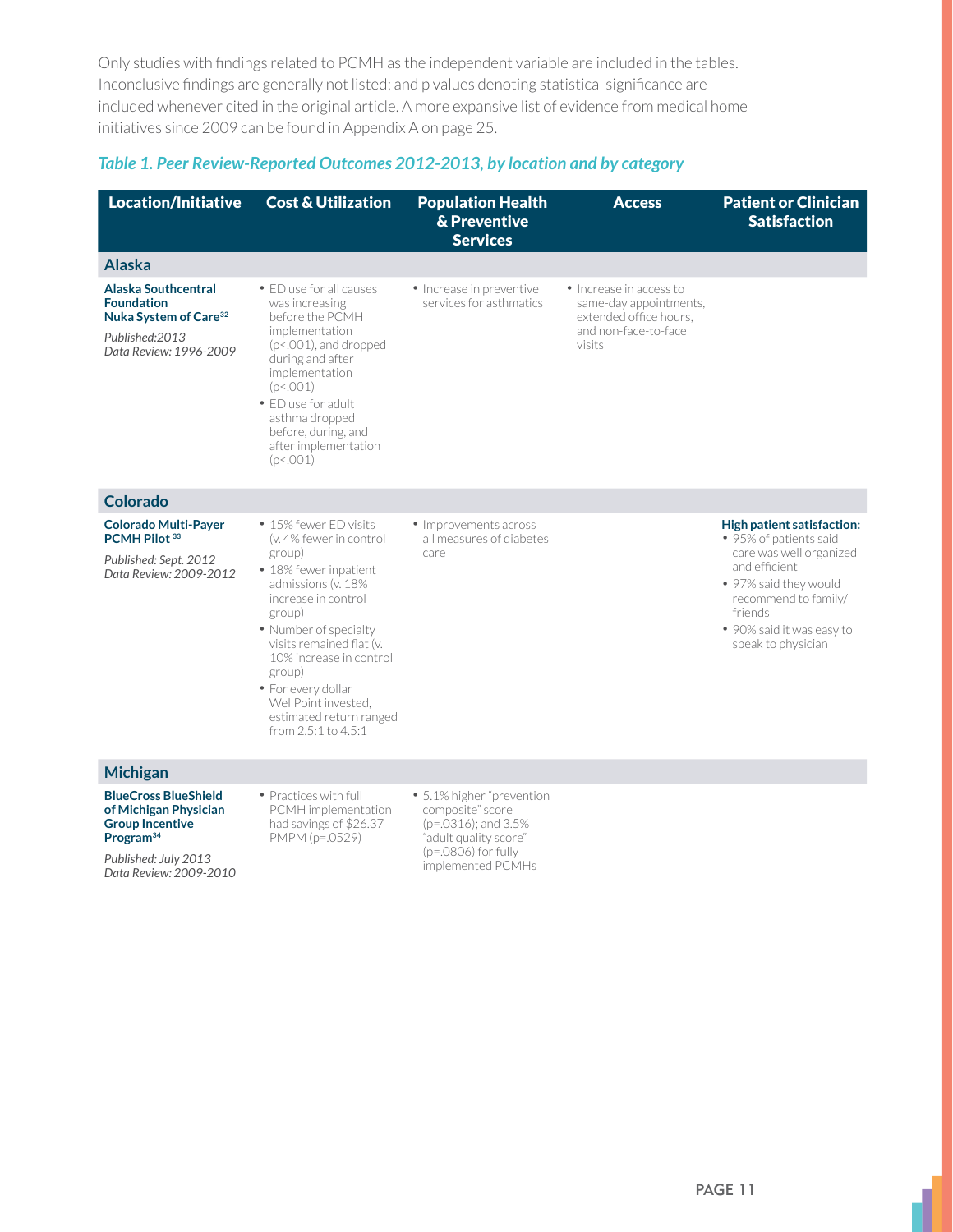Only studies with findings related to PCMH as the independent variable are included in the tables. Inconclusive findings are generally not listed; and p values denoting statistical significance are included whenever cited in the original article. A more expansive list of evidence from medical home initiatives since 2009 can be found in Appendix A on page 25.

### *Table 1. Peer Review-Reported Outcomes 2012-2013, by location and by category*

| Location/Initiative | Cost & Utilization | Population Health & Preventive Services | Access | Patient or Clinician Satisfaction |
|---|---|---|---|---|
| **Alaska** | | | | |
| **Alaska Southcentral Foundation Nuka System of Care**[32] *Published:2013* *Data Review: 1996-2009* | • ED use for all causes was increasing before the PCMH implementation ($p<.001$), and dropped during and after implementation ($p<.001$) • ED use for adult asthma dropped before, during, and after implementation ($p<.001$) | • Increase in preventive services for asthmatics | • Increase in access to same-day appointments, extended office hours, and non-face-to-face visits | |
| **Colorado** | | | | |
| **Colorado Multi-Payer PCMH Pilot**[33] *Published: Sept. 2012* *Data Review: 2009-2012* | • 15% fewer ED visits (v. 4% fewer in control group) • 18% fewer inpatient admissions (v. 18% increase in control group) • Number of specialty visits remained flat (v. 10% increase in control group) • For every dollar WellPoint invested, estimated return ranged from 2.5:1 to 4.5:1 | • Improvements across all measures of diabetes care | | **High patient satisfaction:** • 95% of patients said care was well organized and efficient • 97% said they would recommend to family/friends • 90% said it was easy to speak to physician |
| **Michigan** | | | | |
| **BlueCross BlueShield of Michigan Physician Group Incentive Program**[34] *Published: July 2013* *Data Review: 2009-2010* | • Practices with full PCMH implementation had savings of $26.37 PMPM ($p=.0529$) | • 5.1% higher "prevention composite" score ($p=.0316$); and 3.5% "adult quality score" ($p=.0806$) for fully implemented PCMHs | | |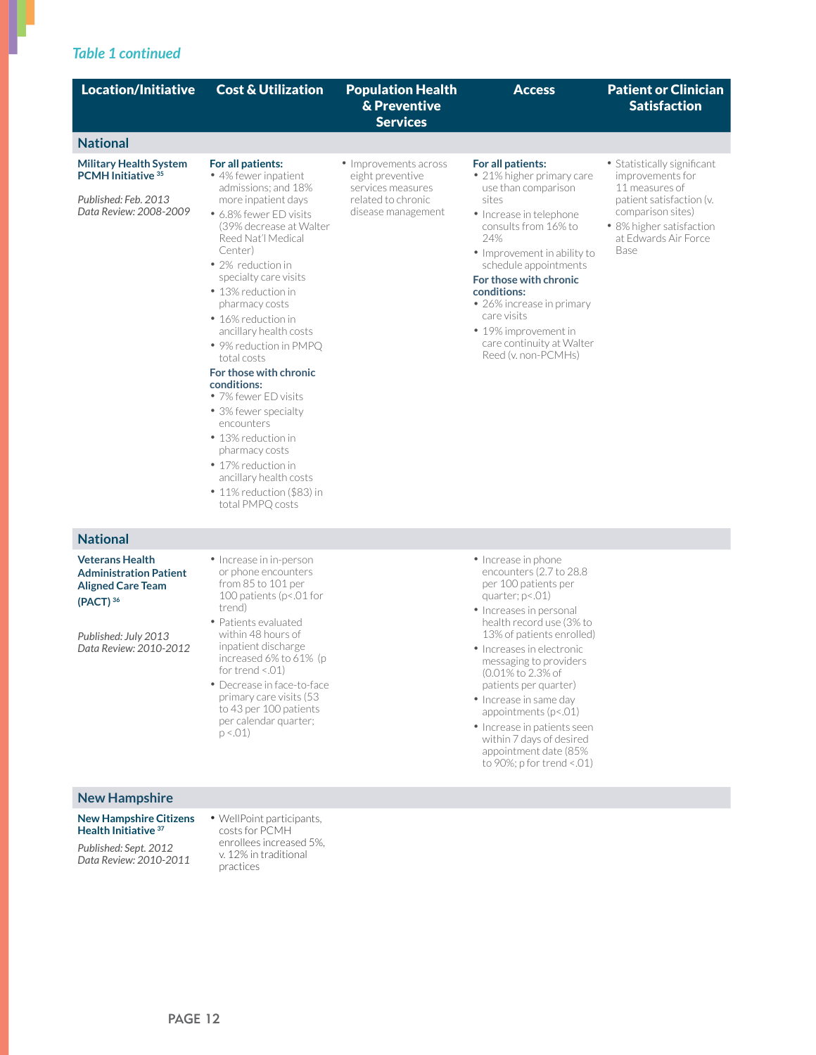*Table 1 continued*

| Location/Initiative | Cost & Utilization | Population Health & Preventive Services | Access | Patient or Clinician Satisfaction |
|---|---|---|---|---|
| **National** | | | | |
| **Military Health System PCMH Initiative** [35]<br><br>*Published: Feb. 2013*<br>*Data Review: 2008-2009* | **For all patients:**<br>• 4% fewer inpatient admissions; and 18% more inpatient days<br>• 6.8% fewer ED visits (39% decrease at Walter Reed Nat'l Medical Center)<br>• 2% reduction in specialty care visits<br>• 13% reduction in pharmacy costs<br>• 16% reduction in ancillary health costs<br>• 9% reduction in PMPQ total costs<br>**For those with chronic conditions:**<br>• 7% fewer ED visits<br>• 3% fewer specialty encounters<br>• 13% reduction in pharmacy costs<br>• 17% reduction in ancillary health costs<br>• 11% reduction ($83) in total PMPQ costs | • Improvements across eight preventive services measures related to chronic disease management | **For all patients:**<br>• 21% higher primary care use than comparison sites<br>• Increase in telephone consults from 16% to 24%<br>• Improvement in ability to schedule appointments<br>**For those with chronic conditions:**<br>• 26% increase in primary care visits<br>• 19% improvement in care continuity at Walter Reed (v. non-PCMHs) | • Statistically significant improvements for 11 measures of patient satisfaction (v. comparison sites)<br>• 8% higher satisfaction at Edwards Air Force Base |
| **National** | | | | |
| **Veterans Health Administration Patient Aligned Care Team (PACT)** [36]<br><br>*Published: July 2013*<br>*Data Review: 2010-2012* | • Increase in in-person or phone encounters from 85 to 101 per 100 patients (p<.01 for trend)<br>• Patients evaluated within 48 hours of inpatient discharge increased 6% to 61% (p for trend <.01)<br>• Decrease in face-to-face primary care visits (53 to 43 per 100 patients per calendar quarter; p <.01) | | • Increase in phone encounters (2.7 to 28.8 per 100 patients per quarter; p<.01)<br>• Increases in personal health record use (3% to 13% of patients enrolled)<br>• Increases in electronic messaging to providers (0.01% to 2.3% of patients per quarter)<br>• Increase in same day appointments (p<.01)<br>• Increase in patients seen within 7 days of desired appointment date (85% to 90%; p for trend <.01) | |
| **New Hampshire** | | | | |
| **New Hampshire Citizens Health Initiative** [37]<br><br>*Published: Sept. 2012*<br>*Data Review: 2010-2011* | • WellPoint participants, costs for PCMH enrollees increased 5%, v. 12% in traditional practices | | | |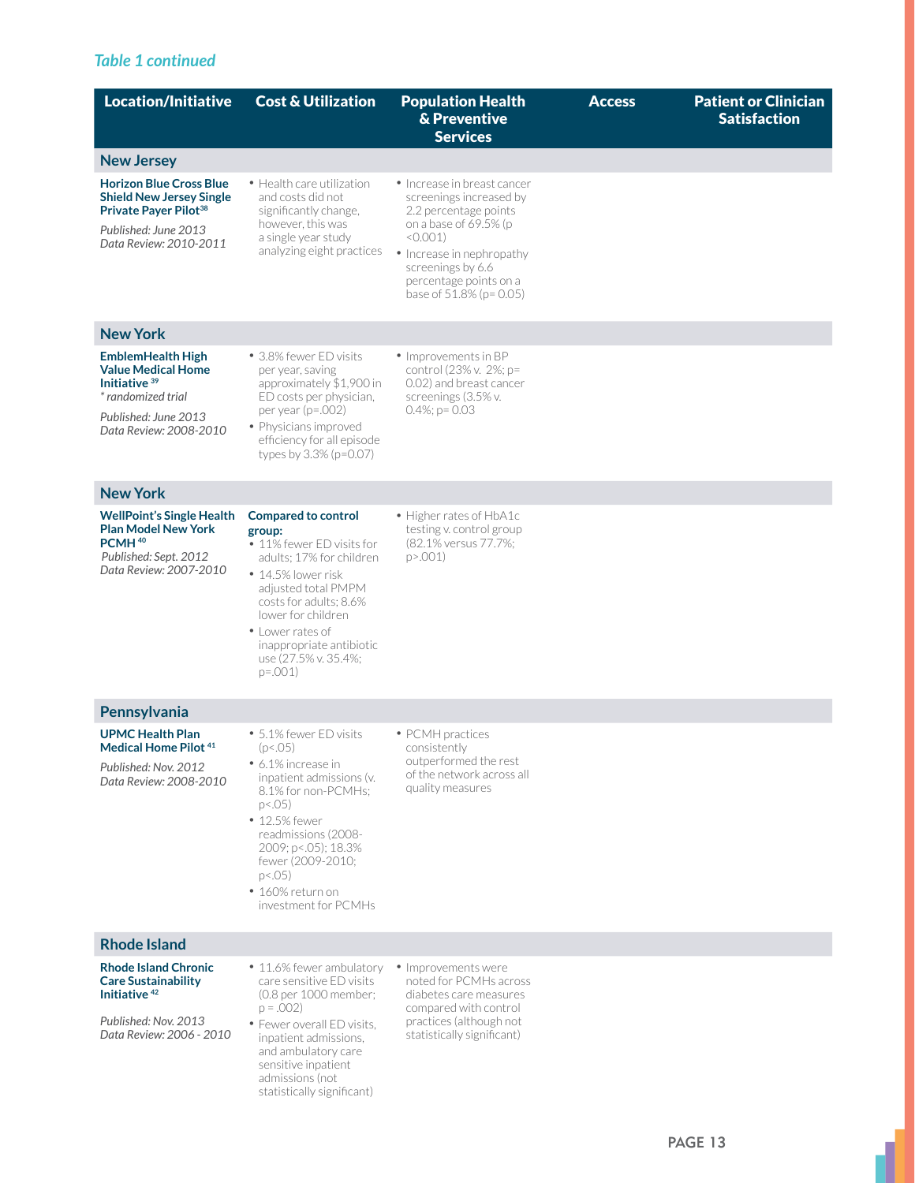*Table 1 continued*

| Location/Initiative | Cost & Utilization | Population Health & Preventive Services | Access | Patient or Clinician Satisfaction |
|---|---|---|---|---|
| **New Jersey** | | | | |
| **Horizon Blue Cross Blue Shield New Jersey Single Private Payer Pilot**[38]<br>*Published: June 2013*<br>*Data Review: 2010-2011* | • Health care utilization and costs did not significantly change, however, this was a single year study analyzing eight practices | • Increase in breast cancer screenings increased by 2.2 percentage points on a base of 69.5% (p <0.001)<br>• Increase in nephropathy screenings by 6.6 percentage points on a base of 51.8% (p= 0.05) | | |
| **New York** | | | | |
| **EmblemHealth High Value Medical Home Initiative**[39]<br>* *randomized trial*<br>*Published: June 2013*<br>*Data Review: 2008-2010* | • 3.8% fewer ED visits per year, saving approximately $1,900 in ED costs per physician, per year (p=.002)<br>• Physicians improved efficiency for all episode types by 3.3% (p=0.07) | • Improvements in BP control (23% v. 2%; p= 0.02) and breast cancer screenings (3.5% v. 0.4%; p= 0.03 | | |
| **New York** | | | | |
| **WellPoint's Single Health Plan Model New York PCMH**[40]<br>*Published: Sept. 2012*<br>*Data Review: 2007-2010* | **Compared to control group:**<br>• 11% fewer ED visits for adults; 17% for children<br>• 14.5% lower risk adjusted total PMPM costs for adults; 8.6% lower for children<br>• Lower rates of inappropriate antibiotic use (27.5% v. 35.4%; p=.001) | • Higher rates of HbA1c testing v. control group (82.1% versus 77.7%; p>.001) | | |
| **Pennsylvania** | | | | |
| **UPMC Health Plan Medical Home Pilot**[41]<br>*Published: Nov. 2012*<br>*Data Review: 2008-2010* | • 5.1% fewer ED visits (p<.05)<br>• 6.1% increase in inpatient admissions (v. 8.1% for non-PCMHs; p<.05)<br>• 12.5% fewer readmissions (2008-2009; p<.05); 18.3% fewer (2009-2010; p<.05)<br>• 160% return on investment for PCMHs | • PCMH practices consistently outperformed the rest of the network across all quality measures | | |
| **Rhode Island** | | | | |
| **Rhode Island Chronic Care Sustainability Initiative**[42]<br>*Published: Nov. 2013*<br>*Data Review: 2006 - 2010* | • 11.6% fewer ambulatory care sensitive ED visits (0.8 per 1000 member; p = .002)<br>• Fewer overall ED visits, inpatient admissions, and ambulatory care sensitive inpatient admissions (not statistically significant) | • Improvements were noted for PCMHs across diabetes care measures compared with control practices (although not statistically significant) | | |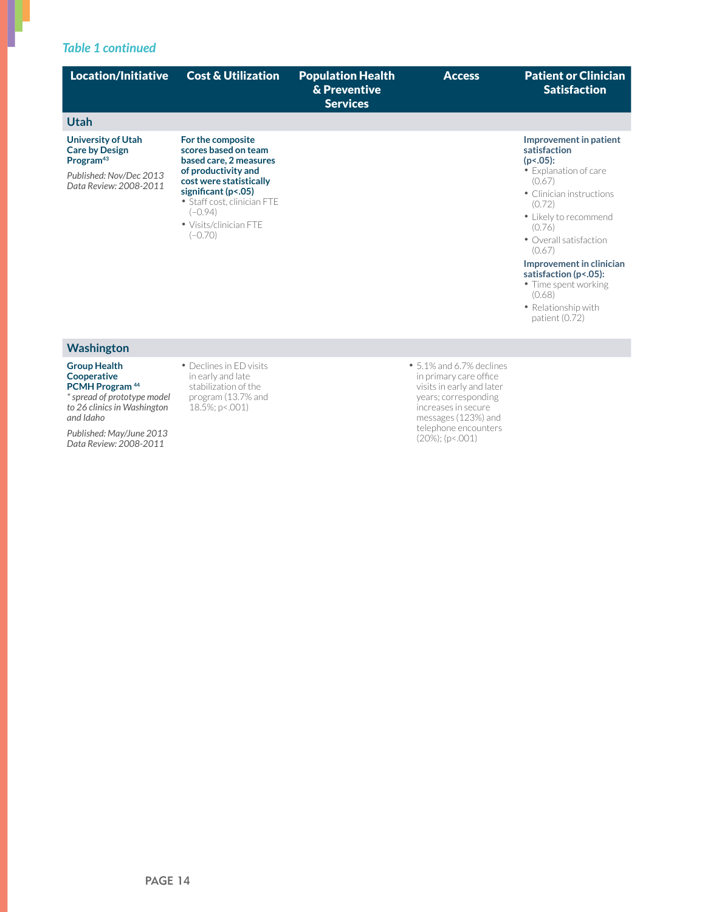*Table 1 continued*

| Location/Initiative | Cost & Utilization | Population Health & Preventive Services | Access | Patient or Clinician Satisfaction |
|---|---|---|---|---|
| **Utah** | | | | |
| **University of Utah Care by Design Program**[43]<br><br>*Published: Nov/Dec 2013*<br>*Data Review: 2008-2011* | **For the composite scores based on team based care, 2 measures of productivity and cost were statistically significant (p<.05)**<br>• Staff cost, clinician FTE (−0.94)<br>• Visits/clinician FTE (−0.70) | | | **Improvement in patient satisfaction (p<.05):**<br>• Explanation of care (0.67)<br>• Clinician instructions (0.72)<br>• Likely to recommend (0.76)<br>• Overall satisfaction (0.67)<br>**Improvement in clinician satisfaction (p<.05):**<br>• Time spent working (0.68)<br>• Relationship with patient (0.72) |
| **Washington** | | | | |
| **Group Health Cooperative PCMH Program**[44]<br>*\* spread of prototype model to 26 clinics in Washington and Idaho*<br><br>*Published: May/June 2013*<br>*Data Review: 2008-2011* | • Declines in ED visits in early and late stabilization of the program (13.7% and 18.5%; p<.001) | | • 5.1% and 6.7% declines in primary care office visits in early and later years; corresponding increases in secure messages (123%) and telephone encounters (20%); (p<.001) | |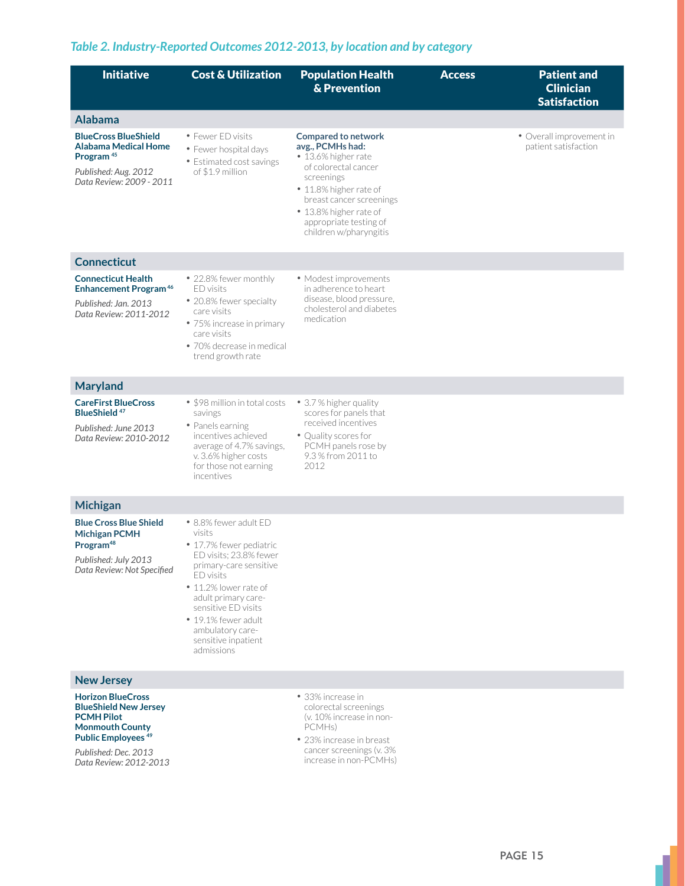*Table 2. Industry-Reported Outcomes 2012-2013, by location and by category*

| Initiative | Cost & Utilization | Population Health & Prevention | Access | Patient and Clinician Satisfaction |
|---|---|---|---|---|
| **Alabama** | | | | |
| **BlueCross BlueShield Alabama Medical Home Program** [45]<br>*Published: Aug. 2012*<br>*Data Review: 2009 - 2011* | • Fewer ED visits<br>• Fewer hospital days<br>• Estimated cost savings of $1.9 million | **Compared to network avg., PCMHs had:**<br>• 13.6% higher rate of colorectal cancer screenings<br>• 11.8% higher rate of breast cancer screenings<br>• 13.8% higher rate of appropriate testing of children w/pharyngitis | | • Overall improvement in patient satisfaction |
| **Connecticut** | | | | |
| **Connecticut Health Enhancement Program** [46]<br>*Published: Jan. 2013*<br>*Data Review: 2011-2012* | • 22.8% fewer monthly ED visits<br>• 20.8% fewer specialty care visits<br>• 75% increase in primary care visits<br>• 70% decrease in medical trend growth rate | • Modest improvements in adherence to heart disease, blood pressure, cholesterol and diabetes medication | | |
| **Maryland** | | | | |
| **CareFirst BlueCross BlueShield** [47]<br>*Published: June 2013*<br>*Data Review: 2010-2012* | • $98 million in total costs savings<br>• Panels earning incentives achieved average of 4.7% savings, v. 3.6% higher costs for those not earning incentives | • 3.7 % higher quality scores for panels that received incentives<br>• Quality scores for PCMH panels rose by 9.3 % from 2011 to 2012 | | |
| **Michigan** | | | | |
| **Blue Cross Blue Shield Michigan PCMH Program** [48]<br>*Published: July 2013*<br>*Data Review: Not Specified* | • 8.8% fewer adult ED visits<br>• 17.7% fewer pediatric ED visits; 23.8% fewer primary-care sensitive ED visits<br>• 11.2% lower rate of adult primary care-sensitive ED visits<br>• 19.1% fewer adult ambulatory care-sensitive inpatient admissions | | | |
| **New Jersey** | | | | |
| **Horizon BlueCross BlueShield New Jersey PCMH Pilot Monmouth County Public Employees** [49]<br>*Published: Dec. 2013*<br>*Data Review: 2012-2013* | | • 33% increase in colorectal screenings (v. 10% increase in non-PCMHs)<br>• 23% increase in breast cancer screenings (v. 3% increase in non-PCMHs) | | |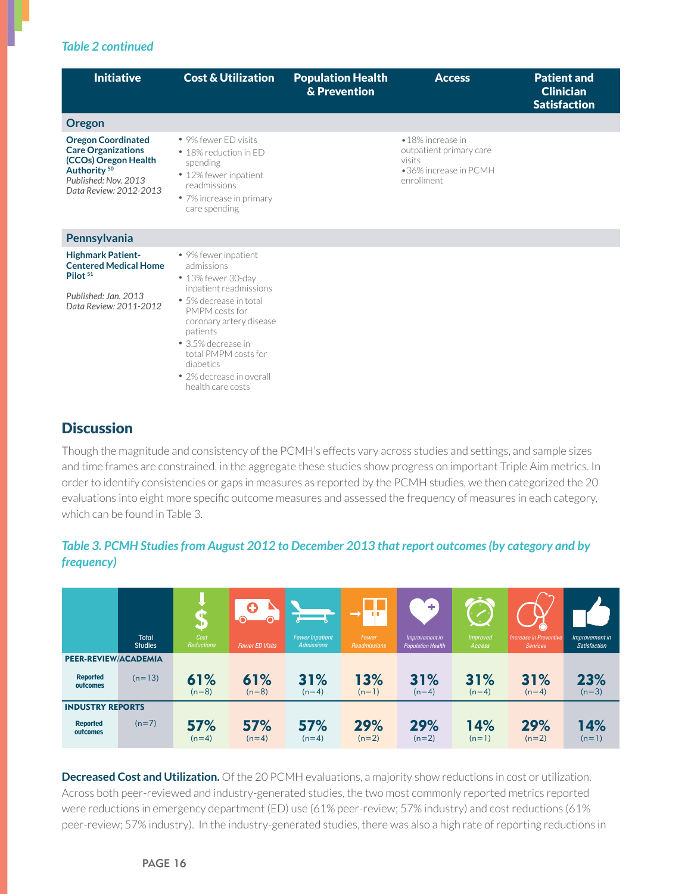*Table 2 continued*

| Initiative | Cost & Utilization | Population Health & Prevention | Access | Patient and Clinician Satisfaction |
|---|---|---|---|---|
| **Oregon** | | | | |
| **Oregon Coordinated Care Organizations (CCOs) Oregon Health Authority** [50] *Published: Nov. 2013* *Data Review: 2012-2013* | • 9% fewer ED visits<br>• 18% reduction in ED spending<br>• 12% fewer inpatient readmissions<br>• 7% increase in primary care spending | | • 18% increase in outpatient primary care visits<br>• 36% increase in PCMH enrollment | |
| **Pennsylvania** | | | | |
| **Highmark Patient-Centered Medical Home Pilot** [51] *Published: Jan. 2013* *Data Review: 2011-2012* | • 9% fewer inpatient admissions<br>• 13% fewer 30-day inpatient readmissions<br>• 5% decrease in total PMPM costs for coronary artery disease patients<br>• 3.5% decrease in total PMPM costs for diabetics<br>• 2% decrease in overall health care costs | | | |

## Discussion

Though the magnitude and consistency of the PCMH's effects vary across studies and settings, and sample sizes and time frames are constrained, in the aggregate these studies show progress on important Triple Aim metrics. In order to identify consistencies or gaps in measures as reported by the PCMH studies, we then categorized the 20 evaluations into eight more specific outcome measures and assessed the frequency of measures in each category, which can be found in Table 3.

*Table 3. PCMH Studies from August 2012 to December 2013 that report outcomes (by category and by frequency)*

| | Total Studies | Cost Reductions | Fewer ED Visits | Fewer Inpatient Admissions | Fewer Readmissions | Improvement in Population Health | Improved Access | Increase in Preventive Services | Improvement in Satisfaction |
|---|---|---|---|---|---|---|---|---|---|
| **PEER-REVIEW/ACADEMIA** | | | | | | | | | |
| Reported outcomes | (n=13) | 61% (n=8) | 61% (n=8) | 31% (n=4) | 13% (n=1) | 31% (n=4) | 31% (n=4) | 31% (n=4) | 23% (n=3) |
| **INDUSTRY REPORTS** | | | | | | | | | |
| Reported outcomes | (n=7) | 57% (n=4) | 57% (n=4) | 57% (n=4) | 29% (n=2) | 29% (n=2) | 14% (n=1) | 29% (n=2) | 14% (n=1) |

**Decreased Cost and Utilization.** Of the 20 PCMH evaluations, a majority show reductions in cost or utilization. Across both peer-reviewed and industry-generated studies, the two most commonly reported metrics reported were reductions in emergency department (ED) use (61% peer-review; 57% industry) and cost reductions (61% peer-review; 57% industry). In the industry-generated studies, there was also a high rate of reporting reductions in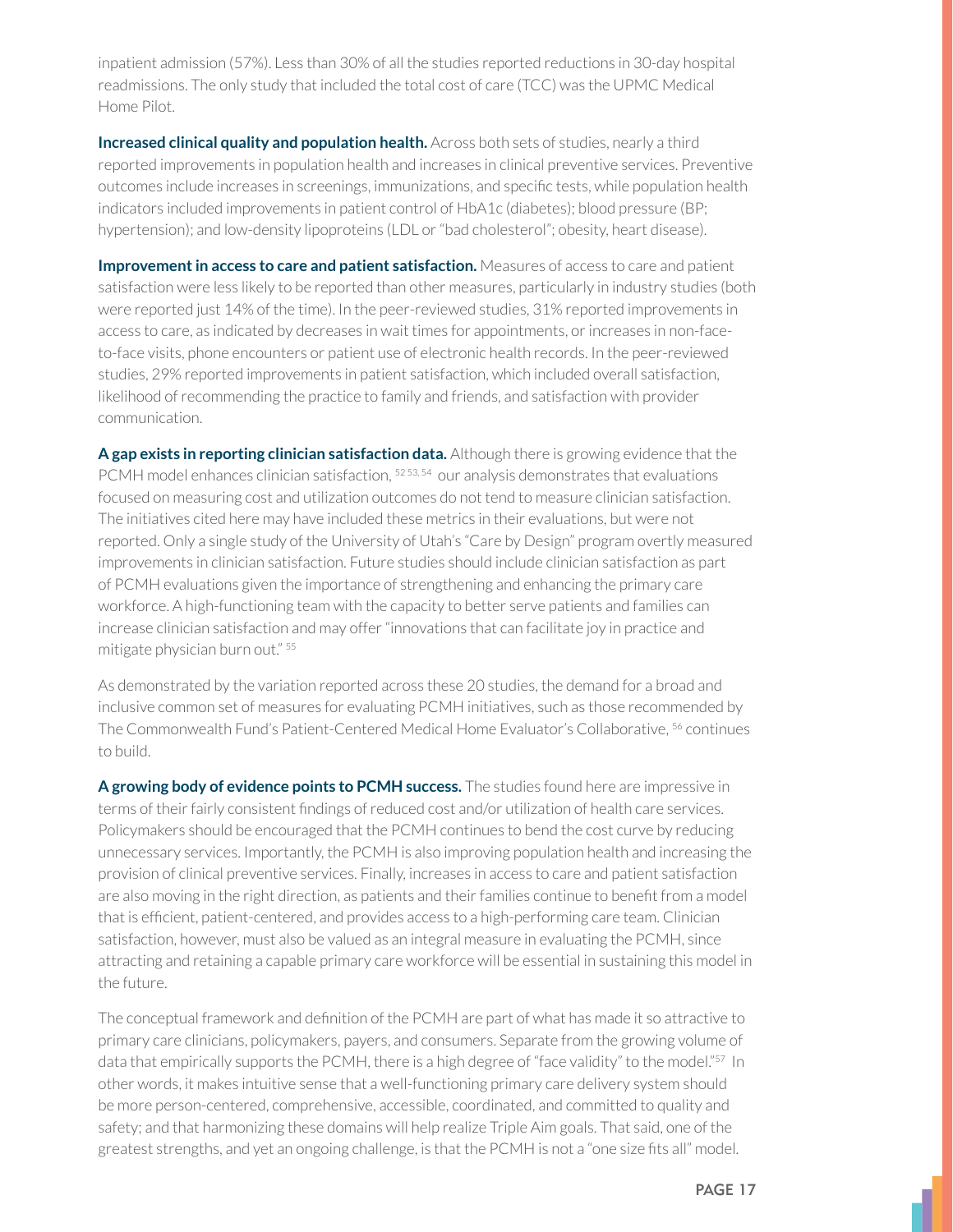inpatient admission (57%). Less than 30% of all the studies reported reductions in 30-day hospital readmissions. The only study that included the total cost of care (TCC) was the UPMC Medical Home Pilot.

**Increased clinical quality and population health.** Across both sets of studies, nearly a third reported improvements in population health and increases in clinical preventive services. Preventive outcomes include increases in screenings, immunizations, and specific tests, while population health indicators included improvements in patient control of HbA1c (diabetes); blood pressure (BP; hypertension); and low-density lipoproteins (LDL or "bad cholesterol"; obesity, heart disease).

**Improvement in access to care and patient satisfaction.** Measures of access to care and patient satisfaction were less likely to be reported than other measures, particularly in industry studies (both were reported just 14% of the time). In the peer-reviewed studies, 31% reported improvements in access to care, as indicated by decreases in wait times for appointments, or increases in non-face-to-face visits, phone encounters or patient use of electronic health records. In the peer-reviewed studies, 29% reported improvements in patient satisfaction, which included overall satisfaction, likelihood of recommending the practice to family and friends, and satisfaction with provider communication.

**A gap exists in reporting clinician satisfaction data.** Although there is growing evidence that the PCMH model enhances clinician satisfaction, [52, 53, 54] our analysis demonstrates that evaluations focused on measuring cost and utilization outcomes do not tend to measure clinician satisfaction. The initiatives cited here may have included these metrics in their evaluations, but were not reported. Only a single study of the University of Utah's "Care by Design" program overtly measured improvements in clinician satisfaction. Future studies should include clinician satisfaction as part of PCMH evaluations given the importance of strengthening and enhancing the primary care workforce. A high-functioning team with the capacity to better serve patients and families can increase clinician satisfaction and may offer "innovations that can facilitate joy in practice and mitigate physician burn out." [55]

As demonstrated by the variation reported across these 20 studies, the demand for a broad and inclusive common set of measures for evaluating PCMH initiatives, such as those recommended by The Commonwealth Fund's Patient-Centered Medical Home Evaluator's Collaborative, [56] continues to build.

**A growing body of evidence points to PCMH success.** The studies found here are impressive in terms of their fairly consistent findings of reduced cost and/or utilization of health care services. Policymakers should be encouraged that the PCMH continues to bend the cost curve by reducing unnecessary services. Importantly, the PCMH is also improving population health and increasing the provision of clinical preventive services. Finally, increases in access to care and patient satisfaction are also moving in the right direction, as patients and their families continue to benefit from a model that is efficient, patient-centered, and provides access to a high-performing care team. Clinician satisfaction, however, must also be valued as an integral measure in evaluating the PCMH, since attracting and retaining a capable primary care workforce will be essential in sustaining this model in the future.

The conceptual framework and definition of the PCMH are part of what has made it so attractive to primary care clinicians, policymakers, payers, and consumers. Separate from the growing volume of data that empirically supports the PCMH, there is a high degree of "face validity" to the model."[57] In other words, it makes intuitive sense that a well-functioning primary care delivery system should be more person-centered, comprehensive, accessible, coordinated, and committed to quality and safety; and that harmonizing these domains will help realize Triple Aim goals. That said, one of the greatest strengths, and yet an ongoing challenge, is that the PCMH is not a "one size fits all" model.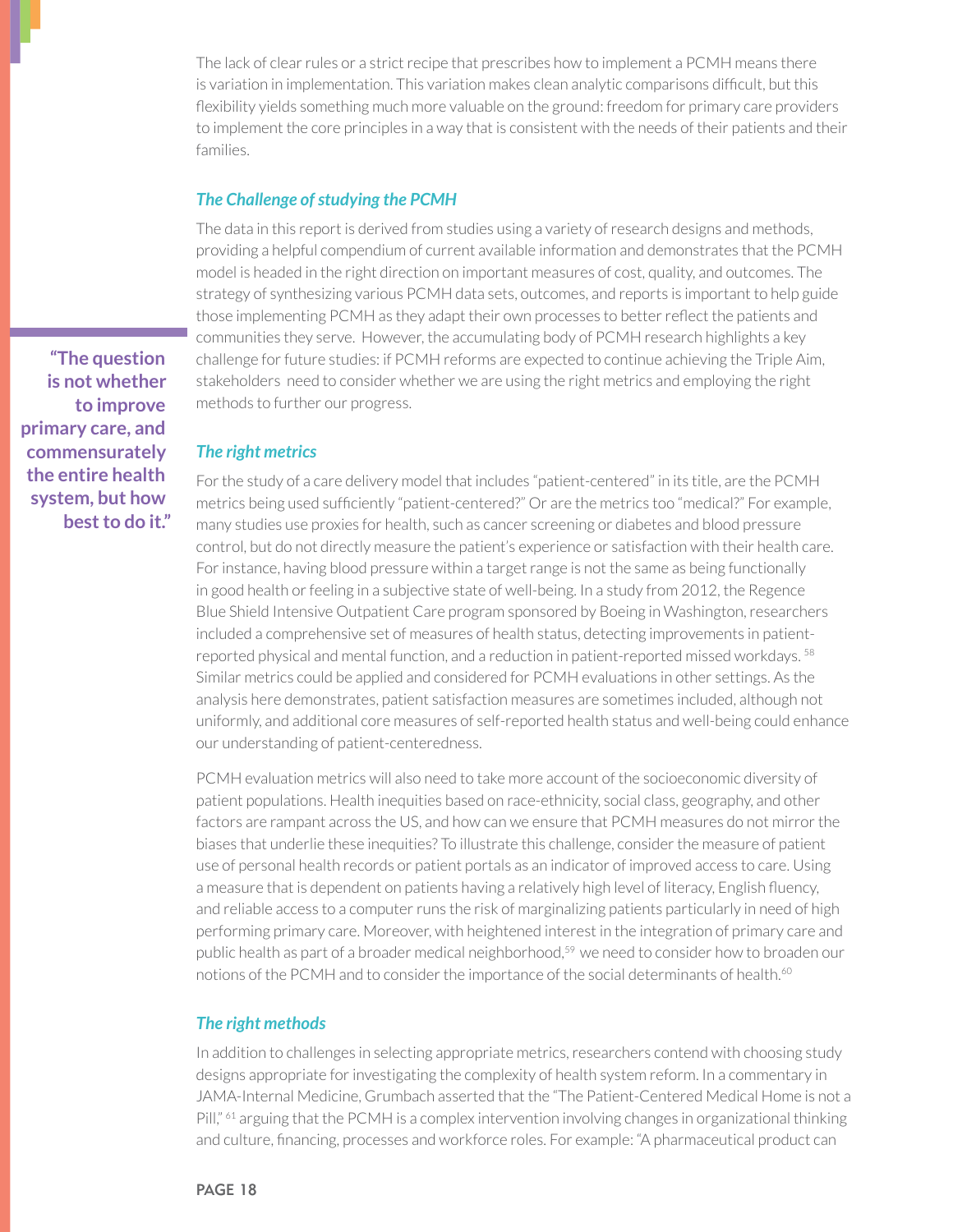The lack of clear rules or a strict recipe that prescribes how to implement a PCMH means there is variation in implementation. This variation makes clean analytic comparisons difficult, but this flexibility yields something much more valuable on the ground: freedom for primary care providers to implement the core principles in a way that is consistent with the needs of their patients and their families.

### *The Challenge of studying the PCMH*

The data in this report is derived from studies using a variety of research designs and methods, providing a helpful compendium of current available information and demonstrates that the PCMH model is headed in the right direction on important measures of cost, quality, and outcomes. The strategy of synthesizing various PCMH data sets, outcomes, and reports is important to help guide those implementing PCMH as they adapt their own processes to better reflect the patients and communities they serve. However, the accumulating body of PCMH research highlights a key challenge for future studies: if PCMH reforms are expected to continue achieving the Triple Aim, stakeholders need to consider whether we are using the right metrics and employing the right methods to further our progress.

> **"The question is not whether to improve primary care, and commensurately the entire health system, but how best to do it."**

### *The right metrics*

For the study of a care delivery model that includes "patient-centered" in its title, are the PCMH metrics being used sufficiently "patient-centered?" Or are the metrics too "medical?" For example, many studies use proxies for health, such as cancer screening or diabetes and blood pressure control, but do not directly measure the patient's experience or satisfaction with their health care. For instance, having blood pressure within a target range is not the same as being functionally in good health or feeling in a subjective state of well-being. In a study from 2012, the Regence Blue Shield Intensive Outpatient Care program sponsored by Boeing in Washington, researchers included a comprehensive set of measures of health status, detecting improvements in patient-reported physical and mental function, and a reduction in patient-reported missed workdays. [58] Similar metrics could be applied and considered for PCMH evaluations in other settings. As the analysis here demonstrates, patient satisfaction measures are sometimes included, although not uniformly, and additional core measures of self-reported health status and well-being could enhance our understanding of patient-centeredness.

PCMH evaluation metrics will also need to take more account of the socioeconomic diversity of patient populations. Health inequities based on race-ethnicity, social class, geography, and other factors are rampant across the US, and how can we ensure that PCMH measures do not mirror the biases that underlie these inequities? To illustrate this challenge, consider the measure of patient use of personal health records or patient portals as an indicator of improved access to care. Using a measure that is dependent on patients having a relatively high level of literacy, English fluency, and reliable access to a computer runs the risk of marginalizing patients particularly in need of high performing primary care. Moreover, with heightened interest in the integration of primary care and public health as part of a broader medical neighborhood,[59] we need to consider how to broaden our notions of the PCMH and to consider the importance of the social determinants of health.[60]

### *The right methods*

In addition to challenges in selecting appropriate metrics, researchers contend with choosing study designs appropriate for investigating the complexity of health system reform. In a commentary in JAMA-Internal Medicine, Grumbach asserted that the "The Patient-Centered Medical Home is not a Pill," [61] arguing that the PCMH is a complex intervention involving changes in organizational thinking and culture, financing, processes and workforce roles. For example: "A pharmaceutical product can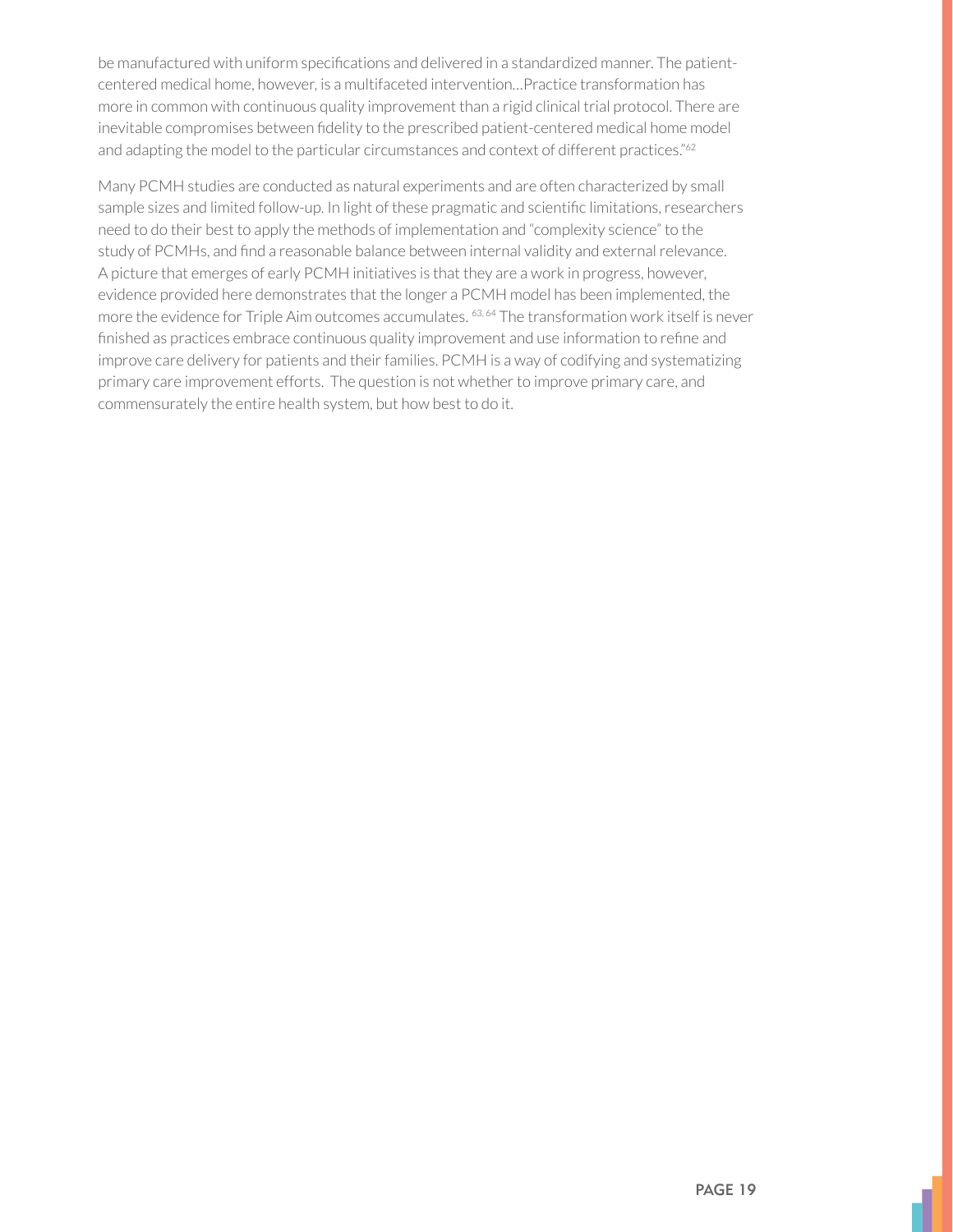be manufactured with uniform specifications and delivered in a standardized manner. The patient-centered medical home, however, is a multifaceted intervention…Practice transformation has more in common with continuous quality improvement than a rigid clinical trial protocol. There are inevitable compromises between fidelity to the prescribed patient-centered medical home model and adapting the model to the particular circumstances and context of different practices."[62]

Many PCMH studies are conducted as natural experiments and are often characterized by small sample sizes and limited follow-up. In light of these pragmatic and scientific limitations, researchers need to do their best to apply the methods of implementation and "complexity science" to the study of PCMHs, and find a reasonable balance between internal validity and external relevance. A picture that emerges of early PCMH initiatives is that they are a work in progress, however, evidence provided here demonstrates that the longer a PCMH model has been implemented, the more the evidence for Triple Aim outcomes accumulates.[63,64] The transformation work itself is never finished as practices embrace continuous quality improvement and use information to refine and improve care delivery for patients and their families. PCMH is a way of codifying and systematizing primary care improvement efforts. The question is not whether to improve primary care, and commensurately the entire health system, but how best to do it.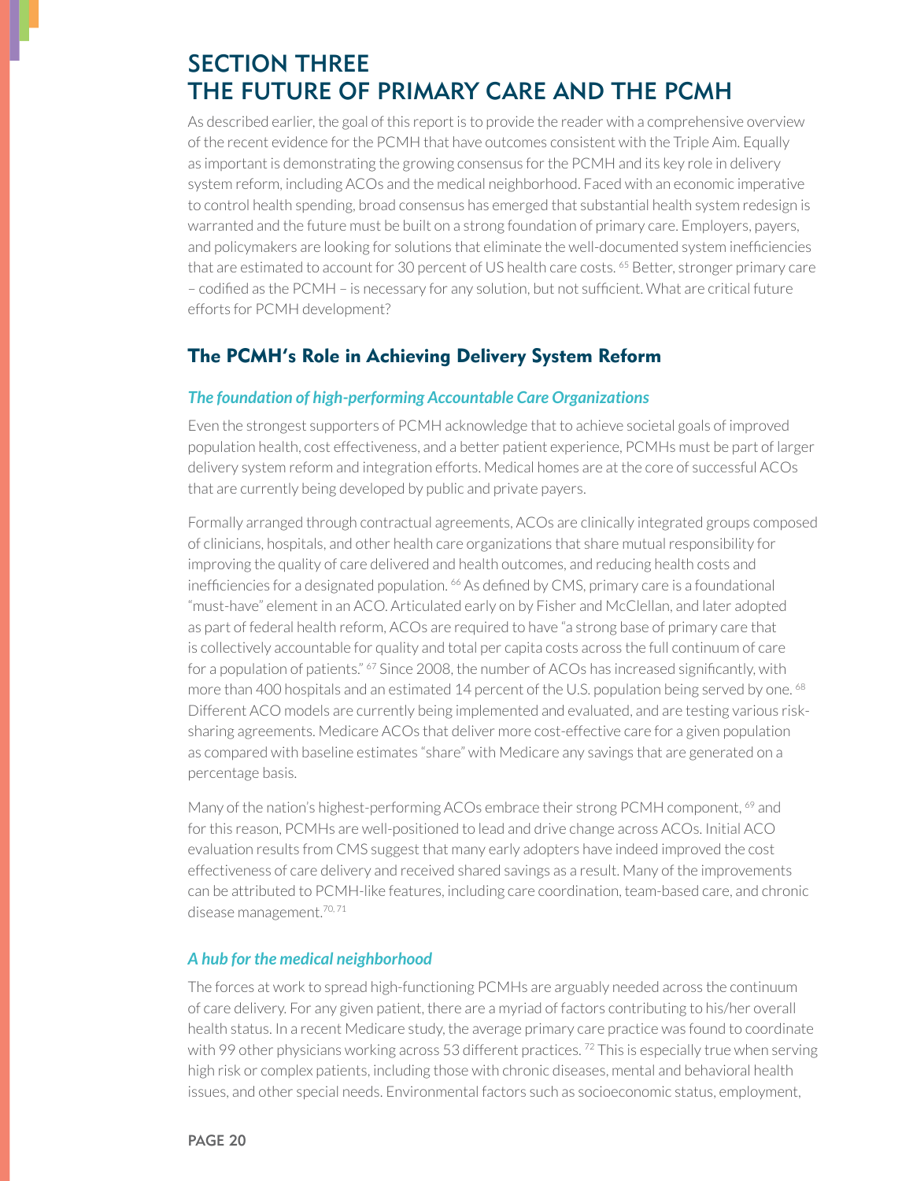# SECTION THREE
# THE FUTURE OF PRIMARY CARE AND THE PCMH

As described earlier, the goal of this report is to provide the reader with a comprehensive overview of the recent evidence for the PCMH that have outcomes consistent with the Triple Aim. Equally as important is demonstrating the growing consensus for the PCMH and its key role in delivery system reform, including ACOs and the medical neighborhood. Faced with an economic imperative to control health spending, broad consensus has emerged that substantial health system redesign is warranted and the future must be built on a strong foundation of primary care. Employers, payers, and policymakers are looking for solutions that eliminate the well-documented system inefficiencies that are estimated to account for 30 percent of US health care costs. [65] Better, stronger primary care – codified as the PCMH – is necessary for any solution, but not sufficient. What are critical future efforts for PCMH development?

## The PCMH's Role in Achieving Delivery System Reform

### *The foundation of high-performing Accountable Care Organizations*

Even the strongest supporters of PCMH acknowledge that to achieve societal goals of improved population health, cost effectiveness, and a better patient experience, PCMHs must be part of larger delivery system reform and integration efforts. Medical homes are at the core of successful ACOs that are currently being developed by public and private payers.

Formally arranged through contractual agreements, ACOs are clinically integrated groups composed of clinicians, hospitals, and other health care organizations that share mutual responsibility for improving the quality of care delivered and health outcomes, and reducing health costs and inefficiencies for a designated population. [66] As defined by CMS, primary care is a foundational "must-have" element in an ACO. Articulated early on by Fisher and McClellan, and later adopted as part of federal health reform, ACOs are required to have "a strong base of primary care that is collectively accountable for quality and total per capita costs across the full continuum of care for a population of patients." [67] Since 2008, the number of ACOs has increased significantly, with more than 400 hospitals and an estimated 14 percent of the U.S. population being served by one. [68] Different ACO models are currently being implemented and evaluated, and are testing various risk-sharing agreements. Medicare ACOs that deliver more cost-effective care for a given population as compared with baseline estimates "share" with Medicare any savings that are generated on a percentage basis.

Many of the nation's highest-performing ACOs embrace their strong PCMH component, [69] and for this reason, PCMHs are well-positioned to lead and drive change across ACOs. Initial ACO evaluation results from CMS suggest that many early adopters have indeed improved the cost effectiveness of care delivery and received shared savings as a result. Many of the improvements can be attributed to PCMH-like features, including care coordination, team-based care, and chronic disease management.[70, 71]

### *A hub for the medical neighborhood*

The forces at work to spread high-functioning PCMHs are arguably needed across the continuum of care delivery. For any given patient, there are a myriad of factors contributing to his/her overall health status. In a recent Medicare study, the average primary care practice was found to coordinate with 99 other physicians working across 53 different practices. [72] This is especially true when serving high risk or complex patients, including those with chronic diseases, mental and behavioral health issues, and other special needs. Environmental factors such as socioeconomic status, employment,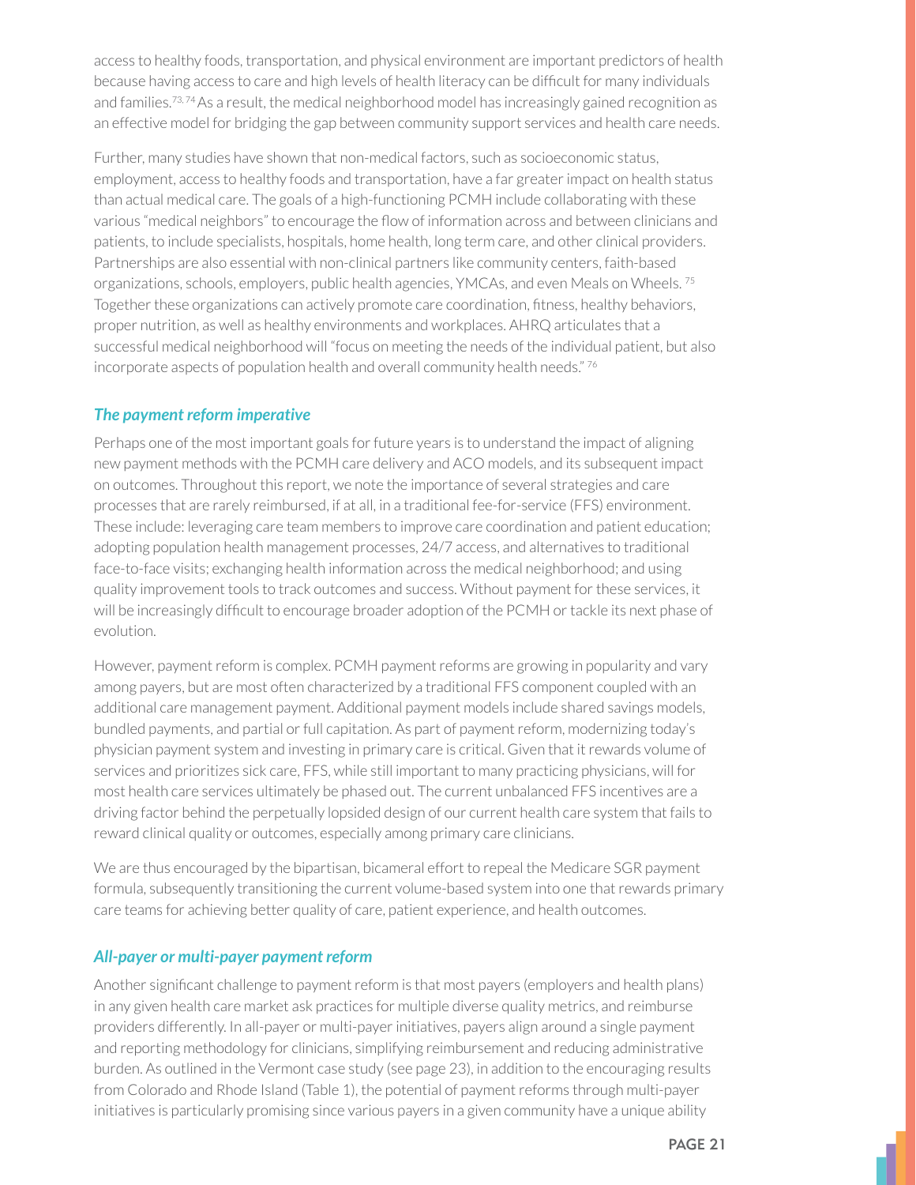access to healthy foods, transportation, and physical environment are important predictors of health because having access to care and high levels of health literacy can be difficult for many individuals and families.[73, 74] As a result, the medical neighborhood model has increasingly gained recognition as an effective model for bridging the gap between community support services and health care needs.

Further, many studies have shown that non-medical factors, such as socioeconomic status, employment, access to healthy foods and transportation, have a far greater impact on health status than actual medical care. The goals of a high-functioning PCMH include collaborating with these various "medical neighbors" to encourage the flow of information across and between clinicians and patients, to include specialists, hospitals, home health, long term care, and other clinical providers. Partnerships are also essential with non-clinical partners like community centers, faith-based organizations, schools, employers, public health agencies, YMCAs, and even Meals on Wheels.[75] Together these organizations can actively promote care coordination, fitness, healthy behaviors, proper nutrition, as well as healthy environments and workplaces. AHRQ articulates that a successful medical neighborhood will "focus on meeting the needs of the individual patient, but also incorporate aspects of population health and overall community health needs."[76]

### *The payment reform imperative*

Perhaps one of the most important goals for future years is to understand the impact of aligning new payment methods with the PCMH care delivery and ACO models, and its subsequent impact on outcomes. Throughout this report, we note the importance of several strategies and care processes that are rarely reimbursed, if at all, in a traditional fee-for-service (FFS) environment. These include: leveraging care team members to improve care coordination and patient education; adopting population health management processes, 24/7 access, and alternatives to traditional face-to-face visits; exchanging health information across the medical neighborhood; and using quality improvement tools to track outcomes and success. Without payment for these services, it will be increasingly difficult to encourage broader adoption of the PCMH or tackle its next phase of evolution.

However, payment reform is complex. PCMH payment reforms are growing in popularity and vary among payers, but are most often characterized by a traditional FFS component coupled with an additional care management payment. Additional payment models include shared savings models, bundled payments, and partial or full capitation. As part of payment reform, modernizing today's physician payment system and investing in primary care is critical. Given that it rewards volume of services and prioritizes sick care, FFS, while still important to many practicing physicians, will for most health care services ultimately be phased out. The current unbalanced FFS incentives are a driving factor behind the perpetually lopsided design of our current health care system that fails to reward clinical quality or outcomes, especially among primary care clinicians.

We are thus encouraged by the bipartisan, bicameral effort to repeal the Medicare SGR payment formula, subsequently transitioning the current volume-based system into one that rewards primary care teams for achieving better quality of care, patient experience, and health outcomes.

### *All-payer or multi-payer payment reform*

Another significant challenge to payment reform is that most payers (employers and health plans) in any given health care market ask practices for multiple diverse quality metrics, and reimburse providers differently. In all-payer or multi-payer initiatives, payers align around a single payment and reporting methodology for clinicians, simplifying reimbursement and reducing administrative burden. As outlined in the Vermont case study (see page 23), in addition to the encouraging results from Colorado and Rhode Island (Table 1), the potential of payment reforms through multi-payer initiatives is particularly promising since various payers in a given community have a unique ability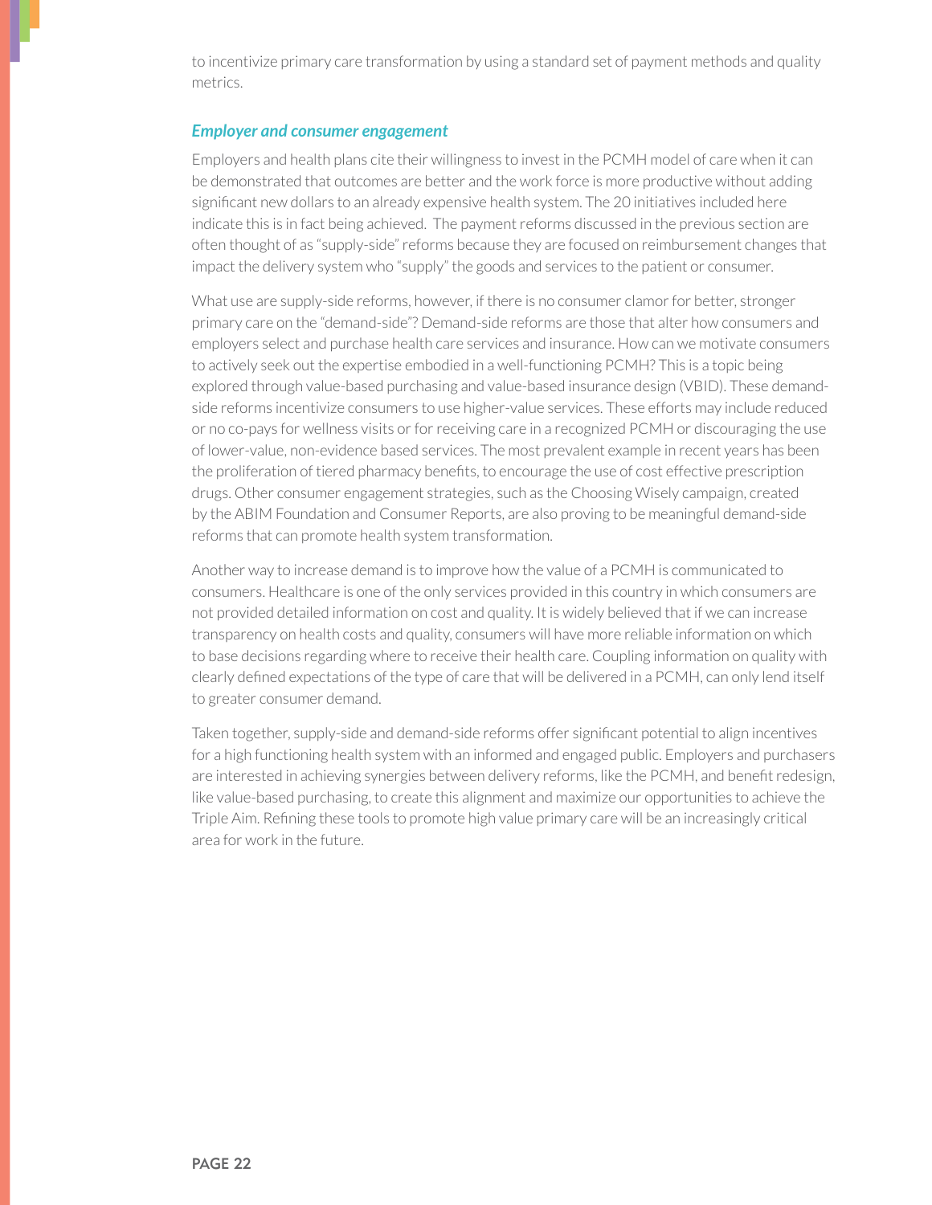to incentivize primary care transformation by using a standard set of payment methods and quality metrics.

### *Employer and consumer engagement*

Employers and health plans cite their willingness to invest in the PCMH model of care when it can be demonstrated that outcomes are better and the work force is more productive without adding significant new dollars to an already expensive health system. The 20 initiatives included here indicate this is in fact being achieved.  The payment reforms discussed in the previous section are often thought of as "supply-side" reforms because they are focused on reimbursement changes that impact the delivery system who "supply" the goods and services to the patient or consumer.

What use are supply-side reforms, however, if there is no consumer clamor for better, stronger primary care on the "demand-side"? Demand-side reforms are those that alter how consumers and employers select and purchase health care services and insurance. How can we motivate consumers to actively seek out the expertise embodied in a well-functioning PCMH? This is a topic being explored through value-based purchasing and value-based insurance design (VBID). These demand-side reforms incentivize consumers to use higher-value services. These efforts may include reduced or no co-pays for wellness visits or for receiving care in a recognized PCMH or discouraging the use of lower-value, non-evidence based services. The most prevalent example in recent years has been the proliferation of tiered pharmacy benefits, to encourage the use of cost effective prescription drugs. Other consumer engagement strategies, such as the Choosing Wisely campaign, created by the ABIM Foundation and Consumer Reports, are also proving to be meaningful demand-side reforms that can promote health system transformation.

Another way to increase demand is to improve how the value of a PCMH is communicated to consumers. Healthcare is one of the only services provided in this country in which consumers are not provided detailed information on cost and quality. It is widely believed that if we can increase transparency on health costs and quality, consumers will have more reliable information on which to base decisions regarding where to receive their health care. Coupling information on quality with clearly defined expectations of the type of care that will be delivered in a PCMH, can only lend itself to greater consumer demand.

Taken together, supply-side and demand-side reforms offer significant potential to align incentives for a high functioning health system with an informed and engaged public. Employers and purchasers are interested in achieving synergies between delivery reforms, like the PCMH, and benefit redesign, like value-based purchasing, to create this alignment and maximize our opportunities to achieve the Triple Aim. Refining these tools to promote high value primary care will be an increasingly critical area for work in the future.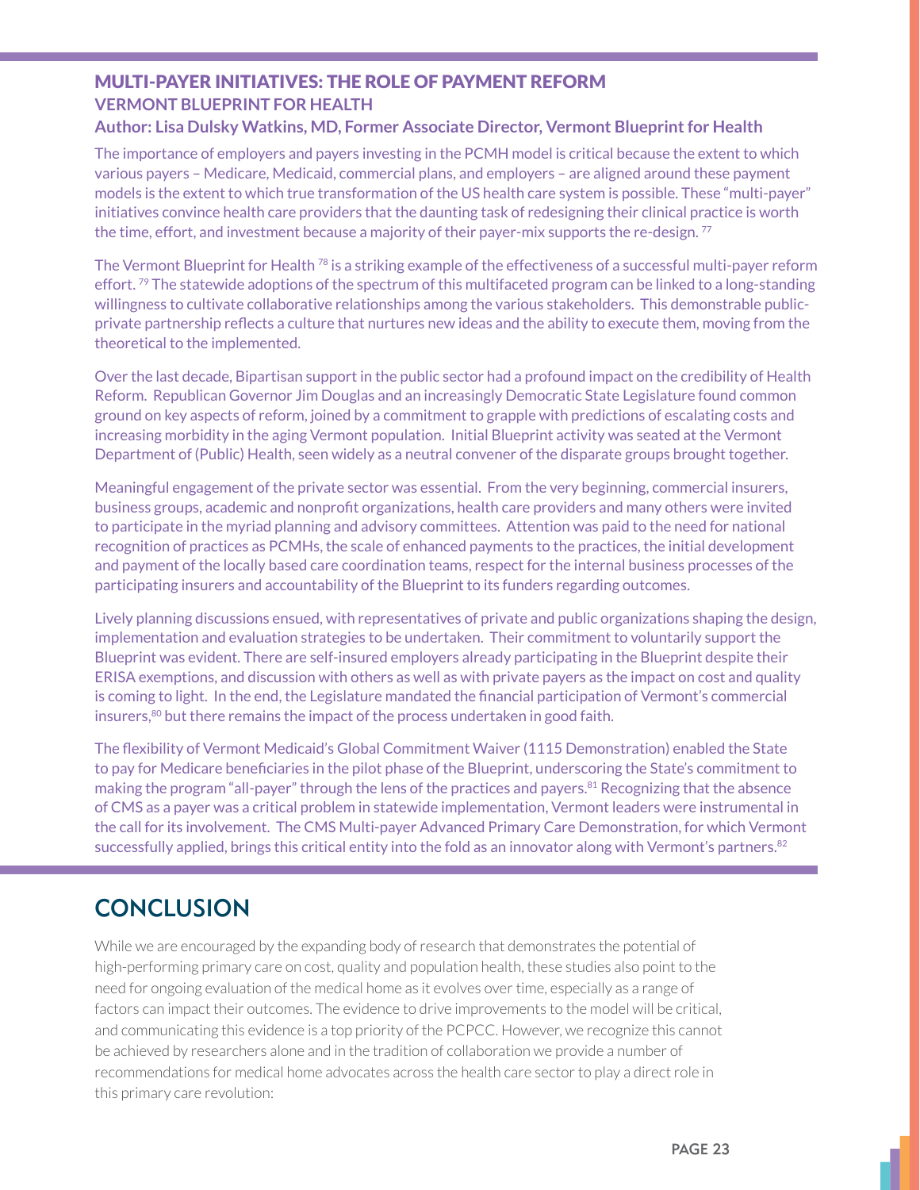## MULTI-PAYER INITIATIVES: THE ROLE OF PAYMENT REFORM

### VERMONT BLUEPRINT FOR HEALTH

**Author: Lisa Dulsky Watkins, MD, Former Associate Director, Vermont Blueprint for Health**

The importance of employers and payers investing in the PCMH model is critical because the extent to which various payers – Medicare, Medicaid, commercial plans, and employers – are aligned around these payment models is the extent to which true transformation of the US health care system is possible. These "multi-payer" initiatives convince health care providers that the daunting task of redesigning their clinical practice is worth the time, effort, and investment because a majority of their payer-mix supports the re-design. [77]

The Vermont Blueprint for Health [78] is a striking example of the effectiveness of a successful multi-payer reform effort. [79] The statewide adoptions of the spectrum of this multifaceted program can be linked to a long-standing willingness to cultivate collaborative relationships among the various stakeholders. This demonstrable public-private partnership reflects a culture that nurtures new ideas and the ability to execute them, moving from the theoretical to the implemented.

Over the last decade, Bipartisan support in the public sector had a profound impact on the credibility of Health Reform. Republican Governor Jim Douglas and an increasingly Democratic State Legislature found common ground on key aspects of reform, joined by a commitment to grapple with predictions of escalating costs and increasing morbidity in the aging Vermont population. Initial Blueprint activity was seated at the Vermont Department of (Public) Health, seen widely as a neutral convener of the disparate groups brought together.

Meaningful engagement of the private sector was essential. From the very beginning, commercial insurers, business groups, academic and nonprofit organizations, health care providers and many others were invited to participate in the myriad planning and advisory committees. Attention was paid to the need for national recognition of practices as PCMHs, the scale of enhanced payments to the practices, the initial development and payment of the locally based care coordination teams, respect for the internal business processes of the participating insurers and accountability of the Blueprint to its funders regarding outcomes.

Lively planning discussions ensued, with representatives of private and public organizations shaping the design, implementation and evaluation strategies to be undertaken. Their commitment to voluntarily support the Blueprint was evident. There are self-insured employers already participating in the Blueprint despite their ERISA exemptions, and discussion with others as well as with private payers as the impact on cost and quality is coming to light. In the end, the Legislature mandated the financial participation of Vermont's commercial insurers,[80] but there remains the impact of the process undertaken in good faith.

The flexibility of Vermont Medicaid's Global Commitment Waiver (1115 Demonstration) enabled the State to pay for Medicare beneficiaries in the pilot phase of the Blueprint, underscoring the State's commitment to making the program "all-payer" through the lens of the practices and payers.[81] Recognizing that the absence of CMS as a payer was a critical problem in statewide implementation, Vermont leaders were instrumental in the call for its involvement. The CMS Multi-payer Advanced Primary Care Demonstration, for which Vermont successfully applied, brings this critical entity into the fold as an innovator along with Vermont's partners.[82]

## CONCLUSION

While we are encouraged by the expanding body of research that demonstrates the potential of high-performing primary care on cost, quality and population health, these studies also point to the need for ongoing evaluation of the medical home as it evolves over time, especially as a range of factors can impact their outcomes. The evidence to drive improvements to the model will be critical, and communicating this evidence is a top priority of the PCPCC. However, we recognize this cannot be achieved by researchers alone and in the tradition of collaboration we provide a number of recommendations for medical home advocates across the health care sector to play a direct role in this primary care revolution: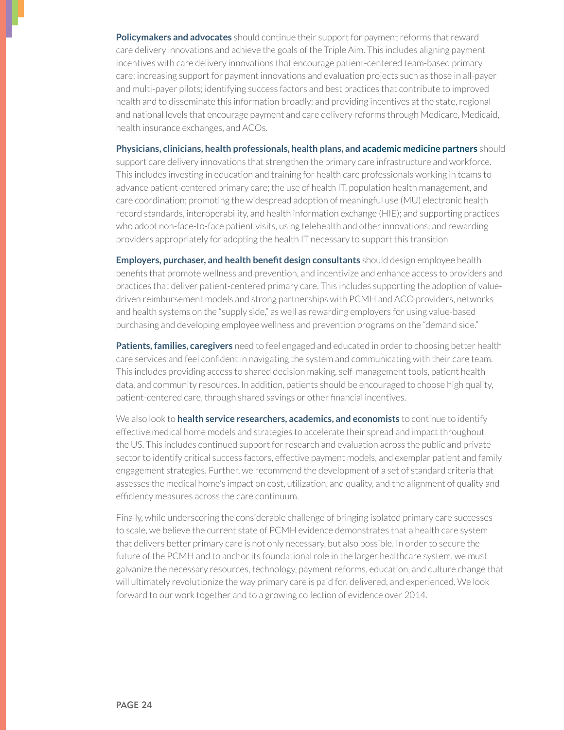**Policymakers and advocates** should continue their support for payment reforms that reward care delivery innovations and achieve the goals of the Triple Aim. This includes aligning payment incentives with care delivery innovations that encourage patient-centered team-based primary care; increasing support for payment innovations and evaluation projects such as those in all-payer and multi-payer pilots; identifying success factors and best practices that contribute to improved health and to disseminate this information broadly; and providing incentives at the state, regional and national levels that encourage payment and care delivery reforms through Medicare, Medicaid, health insurance exchanges, and ACOs.

**Physicians, clinicians, health professionals, health plans, and academic medicine partners** should support care delivery innovations that strengthen the primary care infrastructure and workforce. This includes investing in education and training for health care professionals working in teams to advance patient-centered primary care; the use of health IT, population health management, and care coordination; promoting the widespread adoption of meaningful use (MU) electronic health record standards, interoperability, and health information exchange (HIE); and supporting practices who adopt non-face-to-face patient visits, using telehealth and other innovations; and rewarding providers appropriately for adopting the health IT necessary to support this transition

**Employers, purchaser, and health benefit design consultants** should design employee health benefits that promote wellness and prevention, and incentivize and enhance access to providers and practices that deliver patient-centered primary care. This includes supporting the adoption of value-driven reimbursement models and strong partnerships with PCMH and ACO providers, networks and health systems on the "supply side," as well as rewarding employers for using value-based purchasing and developing employee wellness and prevention programs on the "demand side."

**Patients, families, caregivers** need to feel engaged and educated in order to choosing better health care services and feel confident in navigating the system and communicating with their care team. This includes providing access to shared decision making, self-management tools, patient health data, and community resources. In addition, patients should be encouraged to choose high quality, patient-centered care, through shared savings or other financial incentives.

We also look to **health service researchers, academics, and economists** to continue to identify effective medical home models and strategies to accelerate their spread and impact throughout the US. This includes continued support for research and evaluation across the public and private sector to identify critical success factors, effective payment models, and exemplar patient and family engagement strategies. Further, we recommend the development of a set of standard criteria that assesses the medical home's impact on cost, utilization, and quality, and the alignment of quality and efficiency measures across the care continuum.

Finally, while underscoring the considerable challenge of bringing isolated primary care successes to scale, we believe the current state of PCMH evidence demonstrates that a health care system that delivers better primary care is not only necessary, but also possible. In order to secure the future of the PCMH and to anchor its foundational role in the larger healthcare system, we must galvanize the necessary resources, technology, payment reforms, education, and culture change that will ultimately revolutionize the way primary care is paid for, delivered, and experienced. We look forward to our work together and to a growing collection of evidence over 2014.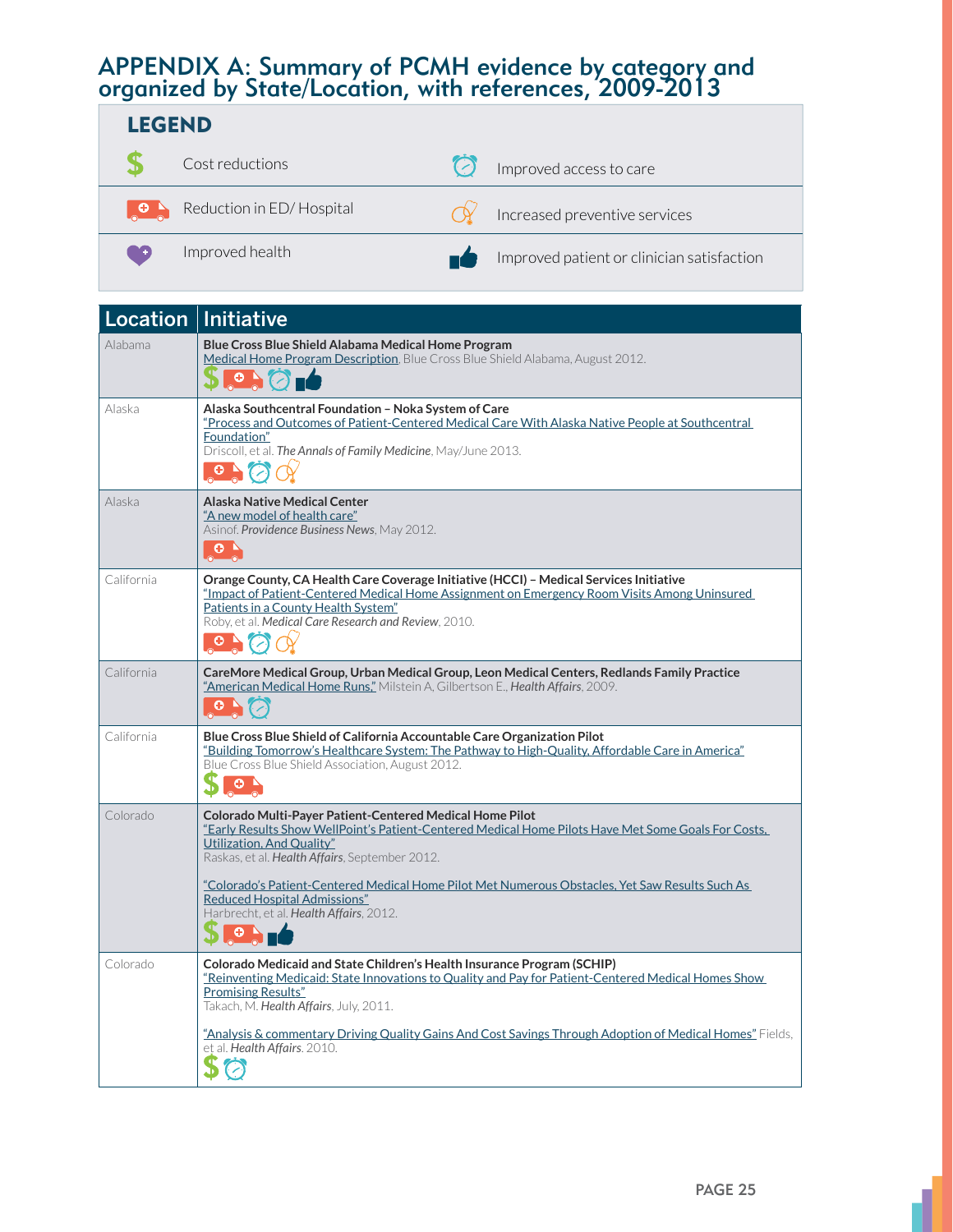# APPENDIX A: Summary of PCMH evidence by category and organized by State/Location, with references, 2009-2013

## LEGEND

| Icon | Category | Icon | Category |
|---|---|---|---|
| $ | Cost reductions | ⏰ | Improved access to care |
| 🚑 | Reduction in ED/ Hospital | 🩺 | Increased preventive services |
| ♥ | Improved health | 👍 | Improved patient or clinician satisfaction |

| Location | Initiative |
|---|---|
| Alabama | **Blue Cross Blue Shield Alabama Medical Home Program**<br>Medical Home Program Description, Blue Cross Blue Shield Alabama, August 2012.<br>Cost reductions; Reduction in ED/ Hospital; Improved access to care; Improved patient or clinician satisfaction |
| Alaska | **Alaska Southcentral Foundation – Noka System of Care**<br>"Process and Outcomes of Patient-Centered Medical Care With Alaska Native People at Southcentral Foundation"<br>Driscoll, et al. *The Annals of Family Medicine*, May/June 2013.<br>Reduction in ED/ Hospital; Improved access to care; Increased preventive services |
| Alaska | **Alaska Native Medical Center**<br>"A new model of health care"<br>Asinof. *Providence Business News*, May 2012.<br>Reduction in ED/ Hospital |
| California | **Orange County, CA Health Care Coverage Initiative (HCCI) – Medical Services Initiative**<br>"Impact of Patient-Centered Medical Home Assignment on Emergency Room Visits Among Uninsured Patients in a County Health System"<br>Roby, et al. *Medical Care Research and Review*, 2010.<br>Reduction in ED/ Hospital; Improved access to care; Increased preventive services |
| California | **CareMore Medical Group, Urban Medical Group, Leon Medical Centers, Redlands Family Practice**<br>"American Medical Home Runs," Milstein A, Gilbertson E., *Health Affairs*, 2009.<br>Reduction in ED/ Hospital; Improved access to care |
| California | **Blue Cross Blue Shield of California Accountable Care Organization Pilot**<br>"Building Tomorrow's Healthcare System: The Pathway to High-Quality, Affordable Care in America"<br>Blue Cross Blue Shield Association, August 2012.<br>Cost reductions; Reduction in ED/ Hospital |
| Colorado | **Colorado Multi-Payer Patient-Centered Medical Home Pilot**<br>"Early Results Show WellPoint's Patient-Centered Medical Home Pilots Have Met Some Goals For Costs, Utilization, And Quality"<br>Raskas, et al. *Health Affairs*, September 2012.<br><br>"Colorado's Patient-Centered Medical Home Pilot Met Numerous Obstacles, Yet Saw Results Such As Reduced Hospital Admissions"<br>Harbrecht, et al. *Health Affairs*, 2012.<br>Cost reductions; Reduction in ED/ Hospital; Improved patient or clinician satisfaction |
| Colorado | **Colorado Medicaid and State Children's Health Insurance Program (SCHIP)**<br>"Reinventing Medicaid: State Innovations to Quality and Pay for Patient-Centered Medical Homes Show Promising Results"<br>Takach, M. *Health Affairs*, July, 2011.<br><br>"Analysis & commentary Driving Quality Gains And Cost Savings Through Adoption of Medical Homes" Fields, et al. *Health Affairs*. 2010.<br>Cost reductions; Improved access to care |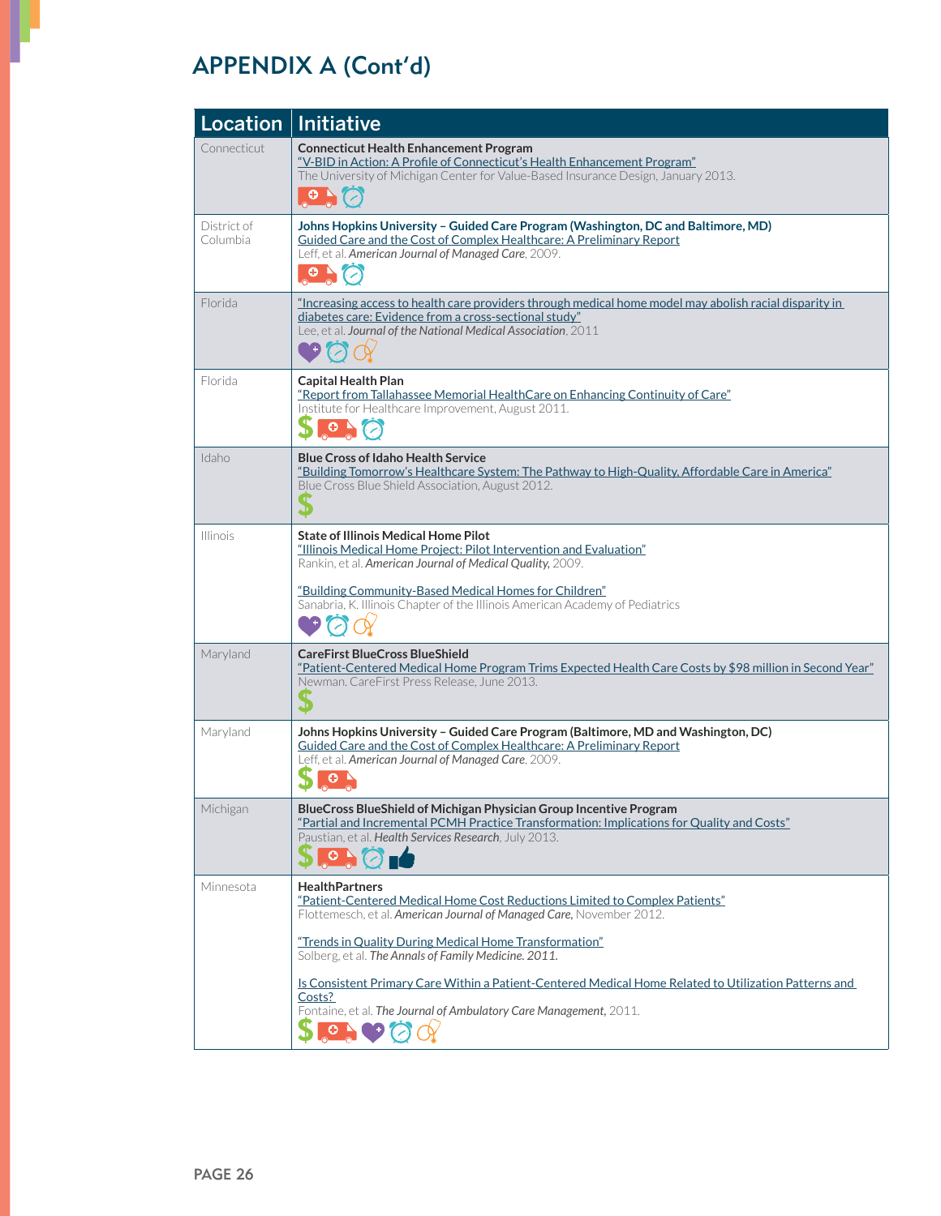## APPENDIX A (Cont'd)

| Location | Initiative |
|---|---|
| Connecticut | **Connecticut Health Enhancement Program**<br>"V-BID in Action: A Profile of Connecticut's Health Enhancement Program"<br>The University of Michigan Center for Value-Based Insurance Design, January 2013. |
| District of Columbia | **Johns Hopkins University – Guided Care Program (Washington, DC and Baltimore, MD)**<br>Guided Care and the Cost of Complex Healthcare: A Preliminary Report<br>Leff, et al. *American Journal of Managed Care*, 2009. |
| Florida | "Increasing access to health care providers through medical home model may abolish racial disparity in diabetes care: Evidence from a cross-sectional study"<br>Lee, et al. *Journal of the National Medical Association*, 2011 |
| Florida | **Capital Health Plan**<br>"Report from Tallahassee Memorial HealthCare on Enhancing Continuity of Care"<br>Institute for Healthcare Improvement, August 2011. |
| Idaho | **Blue Cross of Idaho Health Service**<br>"Building Tomorrow's Healthcare System: The Pathway to High-Quality, Affordable Care in America"<br>Blue Cross Blue Shield Association, August 2012. |
| Illinois | **State of Illinois Medical Home Pilot**<br>"Illinois Medical Home Project: Pilot Intervention and Evaluation"<br>Rankin, et al. *American Journal of Medical Quality*, 2009.<br><br>"Building Community-Based Medical Homes for Children"<br>Sanabria, K. Illinois Chapter of the Illinois American Academy of Pediatrics |
| Maryland | **CareFirst BlueCross BlueShield**<br>"Patient-Centered Medical Home Program Trims Expected Health Care Costs by $98 million in Second Year"<br>Newman. CareFirst Press Release, June 2013. |
| Maryland | **Johns Hopkins University – Guided Care Program (Baltimore, MD and Washington, DC)**<br>Guided Care and the Cost of Complex Healthcare: A Preliminary Report<br>Leff, et al. *American Journal of Managed Care*, 2009. |
| Michigan | **BlueCross BlueShield of Michigan Physician Group Incentive Program**<br>"Partial and Incremental PCMH Practice Transformation: Implications for Quality and Costs"<br>Paustian, et al. *Health Services Research*, July 2013. |
| Minnesota | **HealthPartners**<br>"Patient-Centered Medical Home Cost Reductions Limited to Complex Patients"<br>Flottemesch, et al. *American Journal of Managed Care*, November 2012.<br><br>"Trends in Quality During Medical Home Transformation"<br>Solberg, et al. *The Annals of Family Medicine. 2011.*<br><br>Is Consistent Primary Care Within a Patient-Centered Medical Home Related to Utilization Patterns and Costs?<br>Fontaine, et al. *The Journal of Ambulatory Care Management*, 2011. |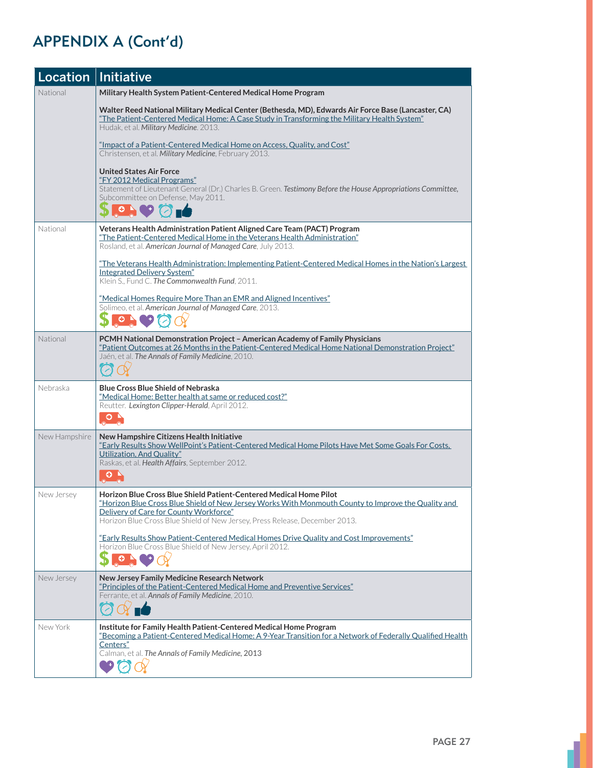# APPENDIX A (Cont'd)

| Location | Initiative |
|---|---|
| National | **Military Health System Patient-Centered Medical Home Program**<br><br>**Walter Reed National Military Medical Center (Bethesda, MD), Edwards Air Force Base (Lancaster, CA)**<br>"The Patient-Centered Medical Home: A Case Study in Transforming the Military Health System"<br>Hudak, et al. *Military Medicine*. 2013.<br><br>"Impact of a Patient-Centered Medical Home on Access, Quality, and Cost"<br>Christensen, et al. *Military Medicine*, February 2013.<br><br>**United States Air Force**<br>"FY 2012 Medical Programs"<br>Statement of Lieutenant General (Dr.) Charles B. Green. *Testimony Before the House Appropriations Committee,* Subcommittee on Defense, May 2011. |
| National | **Veterans Health Administration Patient Aligned Care Team (PACT) Program**<br>"The Patient-Centered Medical Home in the Veterans Health Administration"<br>Rosland, et al. *American Journal of Managed Care*, July 2013.<br><br>"The Veterans Health Administration: Implementing Patient-Centered Medical Homes in the Nation's Largest Integrated Delivery System"<br>Klein S., Fund C. *The Commonwealth Fund*, 2011.<br><br>"Medical Homes Require More Than an EMR and Aligned Incentives"<br>Solimeo, et al. *American Journal of Managed Care*, 2013. |
| National | **PCMH National Demonstration Project – American Academy of Family Physicians**<br>"Patient Outcomes at 26 Months in the Patient-Centered Medical Home National Demonstration Project"<br>Jaén, et al. *The Annals of Family Medicine*, 2010. |
| Nebraska | **Blue Cross Blue Shield of Nebraska**<br>"Medical Home: Better health at same or reduced cost?"<br>Reutter. *Lexington Clipper-Herald*, April 2012. |
| New Hampshire | **New Hampshire Citizens Health Initiative**<br>"Early Results Show WellPoint's Patient-Centered Medical Home Pilots Have Met Some Goals For Costs, Utilization, And Quality"<br>Raskas, et al. *Health Affairs*, September 2012. |
| New Jersey | **Horizon Blue Cross Blue Shield Patient-Centered Medical Home Pilot**<br>"Horizon Blue Cross Blue Shield of New Jersey Works With Monmouth County to Improve the Quality and Delivery of Care for County Workforce"<br>Horizon Blue Cross Blue Shield of New Jersey, Press Release, December 2013.<br><br>"Early Results Show Patient-Centered Medical Homes Drive Quality and Cost Improvements"<br>Horizon Blue Cross Blue Shield of New Jersey, April 2012. |
| New Jersey | **New Jersey Family Medicine Research Network**<br>"Principles of the Patient-Centered Medical Home and Preventive Services"<br>Ferrante, et al. *Annals of Family Medicine*, 2010. |
| New York | **Institute for Family Health Patient-Centered Medical Home Program**<br>"Becoming a Patient-Centered Medical Home: A 9-Year Transition for a Network of Federally Qualified Health Centers"<br>Calman, et al. *The Annals of Family Medicine,* 2013 |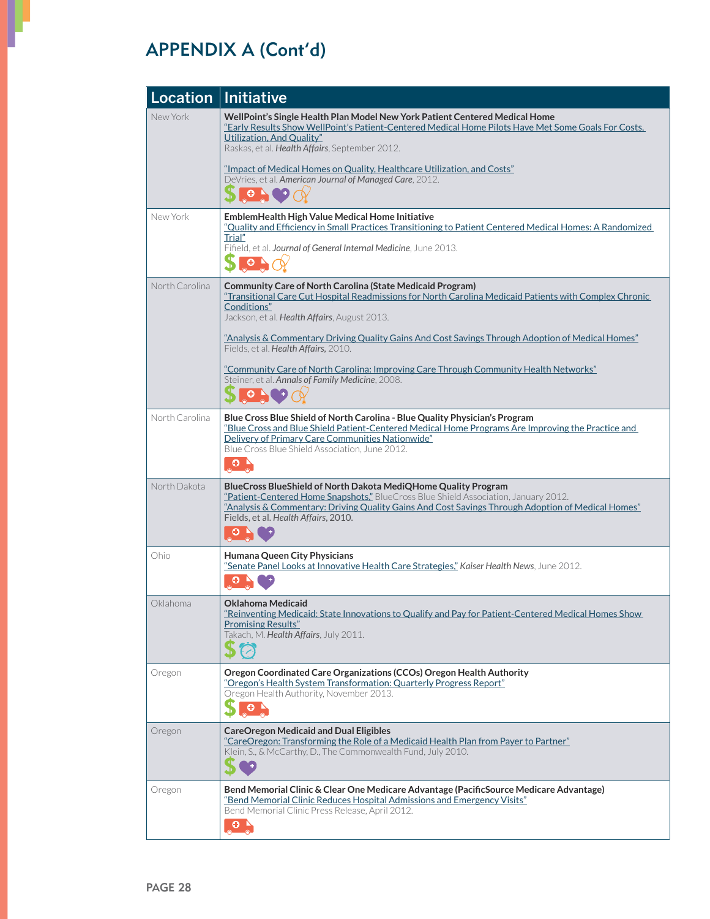# APPENDIX A (Cont'd)

| Location | Initiative |
| --- | --- |
| New York | **WellPoint's Single Health Plan Model New York Patient Centered Medical Home**<br>"Early Results Show WellPoint's Patient-Centered Medical Home Pilots Have Met Some Goals For Costs, Utilization, And Quality"<br>Raskas, et al. *Health Affairs*, September 2012.<br><br>"Impact of Medical Homes on Quality, Healthcare Utilization, and Costs"<br>DeVries, et al. *American Journal of Managed Care*, 2012. |
| New York | **EmblemHealth High Value Medical Home Initiative**<br>"Quality and Efficiency in Small Practices Transitioning to Patient Centered Medical Homes: A Randomized Trial"<br>Fifield, et al. *Journal of General Internal Medicine*, June 2013. |
| North Carolina | **Community Care of North Carolina (State Medicaid Program)**<br>"Transitional Care Cut Hospital Readmissions for North Carolina Medicaid Patients with Complex Chronic Conditions"<br>Jackson, et al. *Health Affairs*, August 2013.<br><br>"Analysis & Commentary Driving Quality Gains And Cost Savings Through Adoption of Medical Homes"<br>Fields, et al. *Health Affairs*, 2010.<br><br>"Community Care of North Carolina: Improving Care Through Community Health Networks"<br>Steiner, et al. *Annals of Family Medicine*, 2008. |
| North Carolina | **Blue Cross Blue Shield of North Carolina - Blue Quality Physician's Program**<br>"Blue Cross and Blue Shield Patient-Centered Medical Home Programs Are Improving the Practice and Delivery of Primary Care Communities Nationwide"<br>Blue Cross Blue Shield Association, June 2012. |
| North Dakota | **BlueCross BlueShield of North Dakota MediQHome Quality Program**<br>"Patient-Centered Home Snapshots," BlueCross Blue Shield Association, January 2012.<br>"Analysis & Commentary: Driving Quality Gains And Cost Savings Through Adoption of Medical Homes"<br>Fields, et al. *Health Affairs*, 2010. |
| Ohio | **Humana Queen City Physicians**<br>"Senate Panel Looks at Innovative Health Care Strategies," *Kaiser Health News*, June 2012. |
| Oklahoma | **Oklahoma Medicaid**<br>"Reinventing Medicaid: State Innovations to Qualify and Pay for Patient-Centered Medical Homes Show Promising Results"<br>Takach, M. *Health Affairs*, July 2011. |
| Oregon | **Oregon Coordinated Care Organizations (CCOs) Oregon Health Authority**<br>"Oregon's Health System Transformation: Quarterly Progress Report"<br>Oregon Health Authority, November 2013. |
| Oregon | **CareOregon Medicaid and Dual Eligibles**<br>"CareOregon: Transforming the Role of a Medicaid Health Plan from Payer to Partner"<br>Klein, S., & McCarthy, D., The Commonwealth Fund, July 2010. |
| Oregon | **Bend Memorial Clinic & Clear One Medicare Advantage (PacificSource Medicare Advantage)**<br>"Bend Memorial Clinic Reduces Hospital Admissions and Emergency Visits"<br>Bend Memorial Clinic Press Release, April 2012. |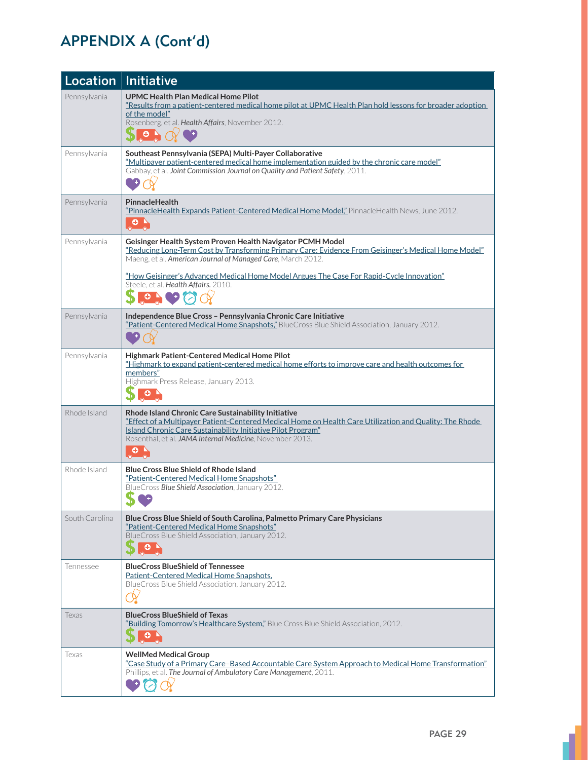## APPENDIX A (Cont'd)

| Location | Initiative |
|---|---|
| Pennsylvania | **UPMC Health Plan Medical Home Pilot**<br>"Results from a patient-centered medical home pilot at UPMC Health Plan hold lessons for broader adoption of the model"<br>Rosenberg, et al. *Health Affairs*, November 2012. |
| Pennsylvania | **Southeast Pennsylvania (SEPA) Multi-Payer Collaborative**<br>"Multipayer patient-centered medical home implementation guided by the chronic care model"<br>Gabbay, et al. *Joint Commission Journal on Quality and Patient Safety*, 2011. |
| Pennsylvania | **PinnacleHealth**<br>"PinnacleHealth Expands Patient-Centered Medical Home Model," PinnacleHealth News, June 2012. |
| Pennsylvania | **Geisinger Health System Proven Health Navigator PCMH Model**<br>"Reducing Long-Term Cost by Transforming Primary Care: Evidence From Geisinger's Medical Home Model"<br>Maeng, et al. *American Journal of Managed Care*, March 2012.<br><br>"How Geisinger's Advanced Medical Home Model Argues The Case For Rapid-Cycle Innovation"<br>Steele, et al. *Health Affairs.* 2010. |
| Pennsylvania | **Independence Blue Cross – Pennsylvania Chronic Care Initiative**<br>"Patient-Centered Medical Home Snapshots," BlueCross Blue Shield Association, January 2012. |
| Pennsylvania | **Highmark Patient-Centered Medical Home Pilot**<br>"Highmark to expand patient-centered medical home efforts to improve care and health outcomes for members"<br>Highmark Press Release, January 2013. |
| Rhode Island | **Rhode Island Chronic Care Sustainability Initiative**<br>"Effect of a Multipayer Patient-Centered Medical Home on Health Care Utilization and Quality: The Rhode Island Chronic Care Sustainability Initiative Pilot Program"<br>Rosenthal, et al. *JAMA Internal Medicine*, November 2013. |
| Rhode Island | **Blue Cross Blue Shield of Rhode Island**<br>"Patient-Centered Medical Home Snapshots"<br>BlueCross *Blue Shield Association*, January 2012. |
| South Carolina | **Blue Cross Blue Shield of South Carolina, Palmetto Primary Care Physicians**<br>"Patient-Centered Medical Home Snapshots"<br>BlueCross Blue Shield Association, January 2012. |
| Tennessee | **BlueCross BlueShield of Tennessee**<br>Patient-Centered Medical Home Snapshots,<br>BlueCross Blue Shield Association, January 2012. |
| Texas | **BlueCross BlueShield of Texas**<br>"Building Tomorrow's Healthcare System," Blue Cross Blue Shield Association, 2012. |
| Texas | **WellMed Medical Group**<br>"Case Study of a Primary Care–Based Accountable Care System Approach to Medical Home Transformation"<br>Phillips, et al. *The Journal of Ambulatory Care Management*, 2011. |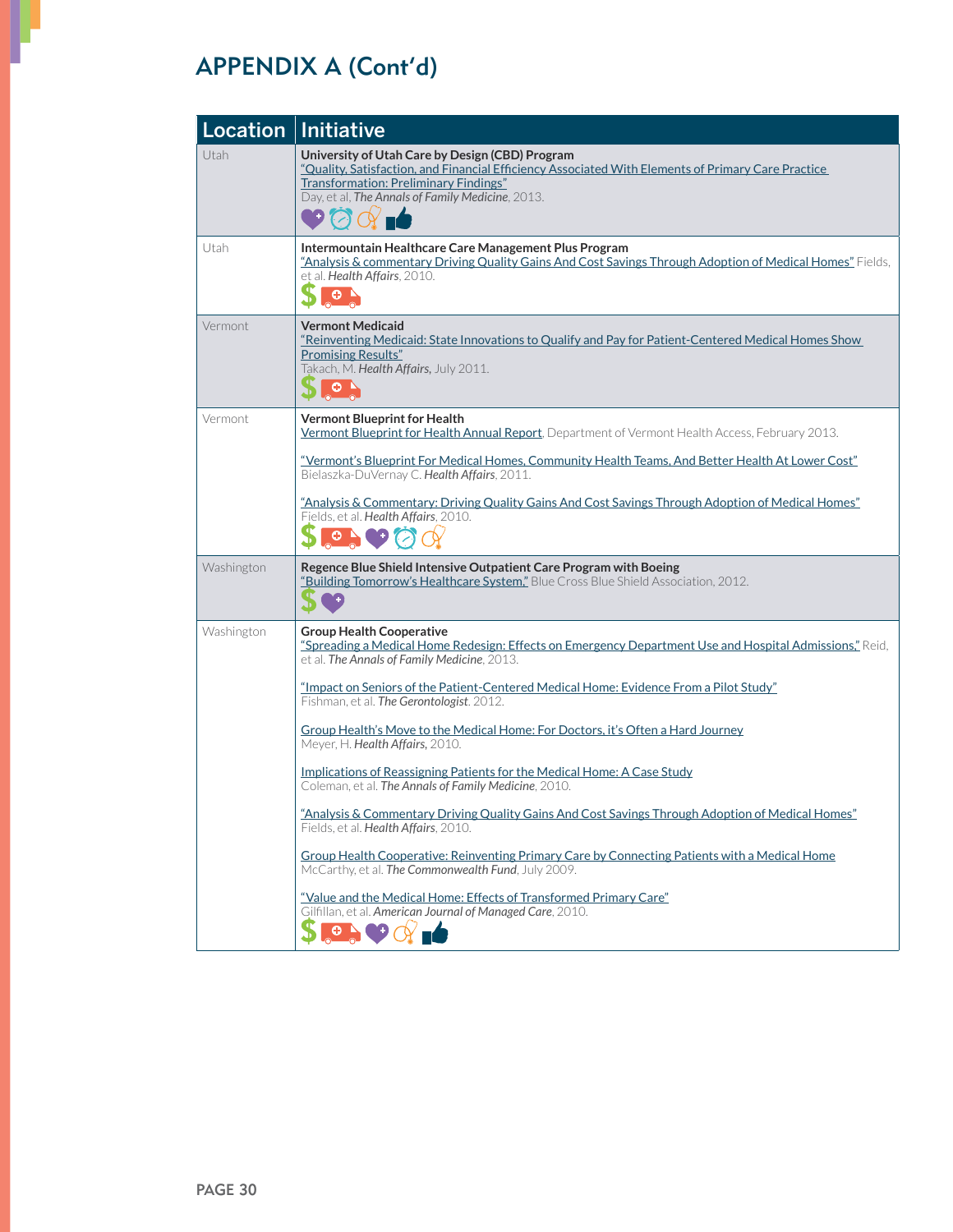## APPENDIX A (Cont'd)

| Location | Initiative |
|---|---|
| Utah | **University of Utah Care by Design (CBD) Program**<br>"Quality, Satisfaction, and Financial Efficiency Associated With Elements of Primary Care Practice Transformation: Preliminary Findings"<br>Day, et al, *The Annals of Family Medicine*, 2013. |
| Utah | **Intermountain Healthcare Care Management Plus Program**<br>"Analysis & commentary Driving Quality Gains And Cost Savings Through Adoption of Medical Homes" Fields, et al. *Health Affairs*, 2010. |
| Vermont | **Vermont Medicaid**<br>"Reinventing Medicaid: State Innovations to Qualify and Pay for Patient-Centered Medical Homes Show Promising Results"<br>Takach, M. *Health Affairs,* July 2011. |
| Vermont | **Vermont Blueprint for Health**<br>Vermont Blueprint for Health Annual Report, Department of Vermont Health Access, February 2013.<br><br>"Vermont's Blueprint For Medical Homes, Community Health Teams, And Better Health At Lower Cost"<br>Bielaszka-DuVernay C. *Health Affairs*, 2011.<br><br>"Analysis & Commentary: Driving Quality Gains And Cost Savings Through Adoption of Medical Homes"<br>Fields, et al. *Health Affairs*, 2010. |
| Washington | **Regence Blue Shield Intensive Outpatient Care Program with Boeing**<br>"Building Tomorrow's Healthcare System," Blue Cross Blue Shield Association, 2012. |
| Washington | **Group Health Cooperative**<br>"Spreading a Medical Home Redesign: Effects on Emergency Department Use and Hospital Admissions," Reid, et al. *The Annals of Family Medicine*, 2013.<br><br>"Impact on Seniors of the Patient-Centered Medical Home: Evidence From a Pilot Study"<br>Fishman, et al. *The Gerontologist*. 2012.<br><br>Group Health's Move to the Medical Home: For Doctors, it's Often a Hard Journey<br>Meyer, H. *Health Affairs,* 2010.<br><br>Implications of Reassigning Patients for the Medical Home: A Case Study<br>Coleman, et al. *The Annals of Family Medicine*, 2010.<br><br>"Analysis & Commentary Driving Quality Gains And Cost Savings Through Adoption of Medical Homes"<br>Fields, et al. *Health Affairs*, 2010.<br><br>Group Health Cooperative: Reinventing Primary Care by Connecting Patients with a Medical Home<br>McCarthy, et al. *The Commonwealth Fund*, July 2009.<br><br>"Value and the Medical Home: Effects of Transformed Primary Care"<br>Gilfillan, et al. *American Journal of Managed Care*, 2010. |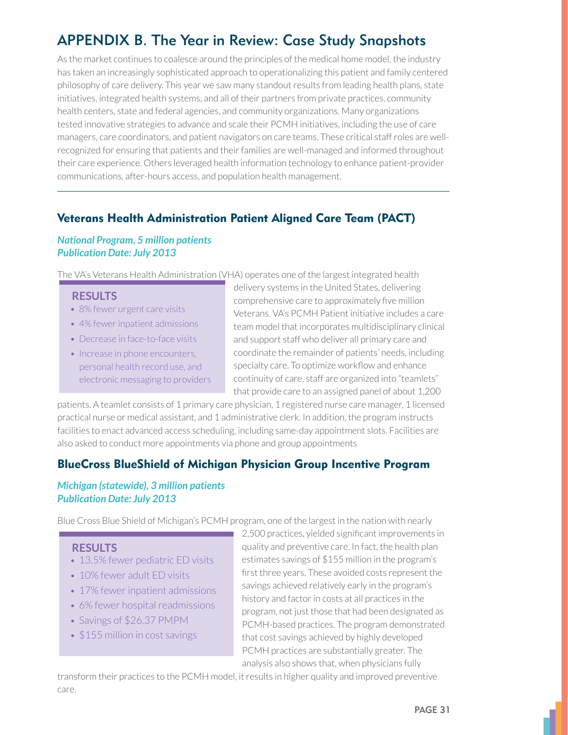# APPENDIX B. The Year in Review: Case Study Snapshots

As the market continues to coalesce around the principles of the medical home model, the industry has taken an increasingly sophisticated approach to operationalizing this patient and family centered philosophy of care delivery. This year we saw many standout results from leading health plans, state initiatives, integrated health systems, and all of their partners from private practices, community health centers, state and federal agencies, and community organizations. Many organizations tested innovative strategies to advance and scale their PCMH initiatives, including the use of care managers, care coordinators, and patient navigators on care teams. These critical staff roles are well-recognized for ensuring that patients and their families are well-managed and informed throughout their care experience. Others leveraged health information technology to enhance patient-provider communications, after-hours access, and population health management.

## Veterans Health Administration Patient Aligned Care Team (PACT)

*National Program, 5 million patients*
*Publication Date: July 2013*

**RESULTS**

- 8% fewer urgent care visits
- 4% fewer inpatient admissions
- Decrease in face-to-face visits
- Increase in phone encounters, personal health record use, and electronic messaging to providers

The VA's Veterans Health Administration (VHA) operates one of the largest integrated health delivery systems in the United States, delivering comprehensive care to approximately five million Veterans. VA's PCMH Patient initiative includes a care team model that incorporates multidisciplinary clinical and support staff who deliver all primary care and coordinate the remainder of patients' needs, including specialty care. To optimize workflow and enhance continuity of care, staff are organized into "teamlets" that provide care to an assigned panel of about 1,200 patients. A teamlet consists of 1 primary care physician, 1 registered nurse care manager, 1 licensed practical nurse or medical assistant, and 1 administrative clerk. In addition, the program instructs facilities to enact advanced access scheduling, including same-day appointment slots. Facilities are also asked to conduct more appointments via phone and group appointments

## BlueCross BlueShield of Michigan Physician Group Incentive Program

*Michigan (statewide), 3 million patients*
*Publication Date: July 2013*

**RESULTS**

- 13.5% fewer pediatric ED visits
- 10% fewer adult ED visits
- 17% fewer inpatient admissions
- 6% fewer hospital readmissions
- Savings of $26.37 PMPM
- $155 million in cost savings

Blue Cross Blue Shield of Michigan's PCMH program, one of the largest in the nation with nearly 2,500 practices, yielded significant improvements in quality and preventive care. In fact, the health plan estimates savings of $155 million in the program's first three years. These avoided costs represent the savings achieved relatively early in the program's history and factor in costs at all practices in the program, not just those that had been designated as PCMH-based practices. The program demonstrated that cost savings achieved by highly developed PCMH practices are substantially greater. The analysis also shows that, when physicians fully transform their practices to the PCMH model, it results in higher quality and improved preventive care.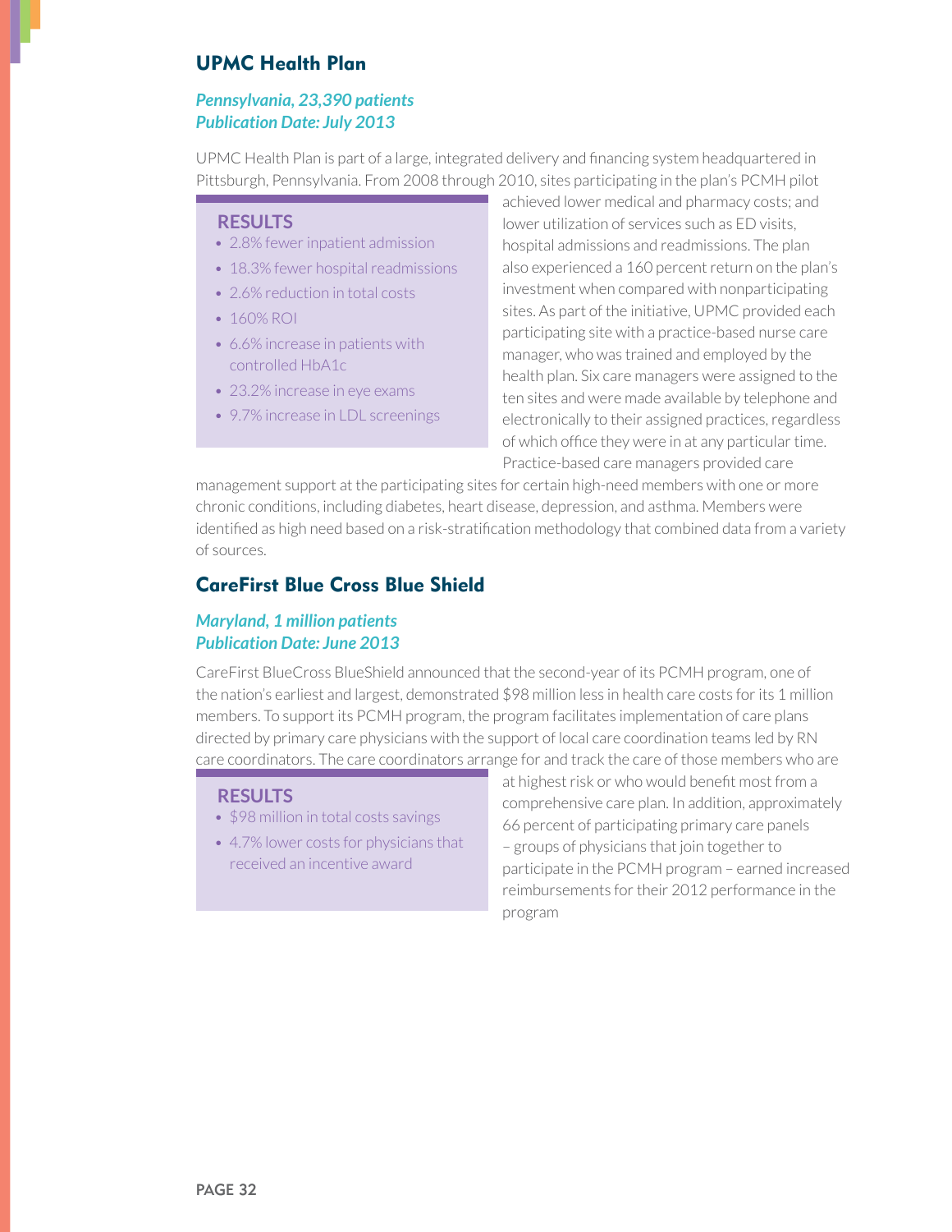## UPMC Health Plan

***Pennsylvania, 23,390 patients***
***Publication Date: July 2013***

UPMC Health Plan is part of a large, integrated delivery and financing system headquartered in Pittsburgh, Pennsylvania. From 2008 through 2010, sites participating in the plan's PCMH pilot achieved lower medical and pharmacy costs; and lower utilization of services such as ED visits, hospital admissions and readmissions. The plan also experienced a 160 percent return on the plan's investment when compared with nonparticipating sites. As part of the initiative, UPMC provided each participating site with a practice-based nurse care manager, who was trained and employed by the health plan. Six care managers were assigned to the ten sites and were made available by telephone and electronically to their assigned practices, regardless of which office they were in at any particular time. Practice-based care managers provided care management support at the participating sites for certain high-need members with one or more chronic conditions, including diabetes, heart disease, depression, and asthma. Members were identified as high need based on a risk-stratification methodology that combined data from a variety of sources.

### RESULTS

- 2.8% fewer inpatient admission
- 18.3% fewer hospital readmissions
- 2.6% reduction in total costs
- 160% ROI
- 6.6% increase in patients with controlled HbA1c
- 23.2% increase in eye exams
- 9.7% increase in LDL screenings

## CareFirst Blue Cross Blue Shield

***Maryland, 1 million patients***
***Publication Date: June 2013***

CareFirst BlueCross BlueShield announced that the second-year of its PCMH program, one of the nation's earliest and largest, demonstrated $98 million less in health care costs for its 1 million members. To support its PCMH program, the program facilitates implementation of care plans directed by primary care physicians with the support of local care coordination teams led by RN care coordinators. The care coordinators arrange for and track the care of those members who are at highest risk or who would benefit most from a comprehensive care plan. In addition, approximately 66 percent of participating primary care panels – groups of physicians that join together to participate in the PCMH program – earned increased reimbursements for their 2012 performance in the program

### RESULTS

- $98 million in total costs savings
- 4.7% lower costs for physicians that received an incentive award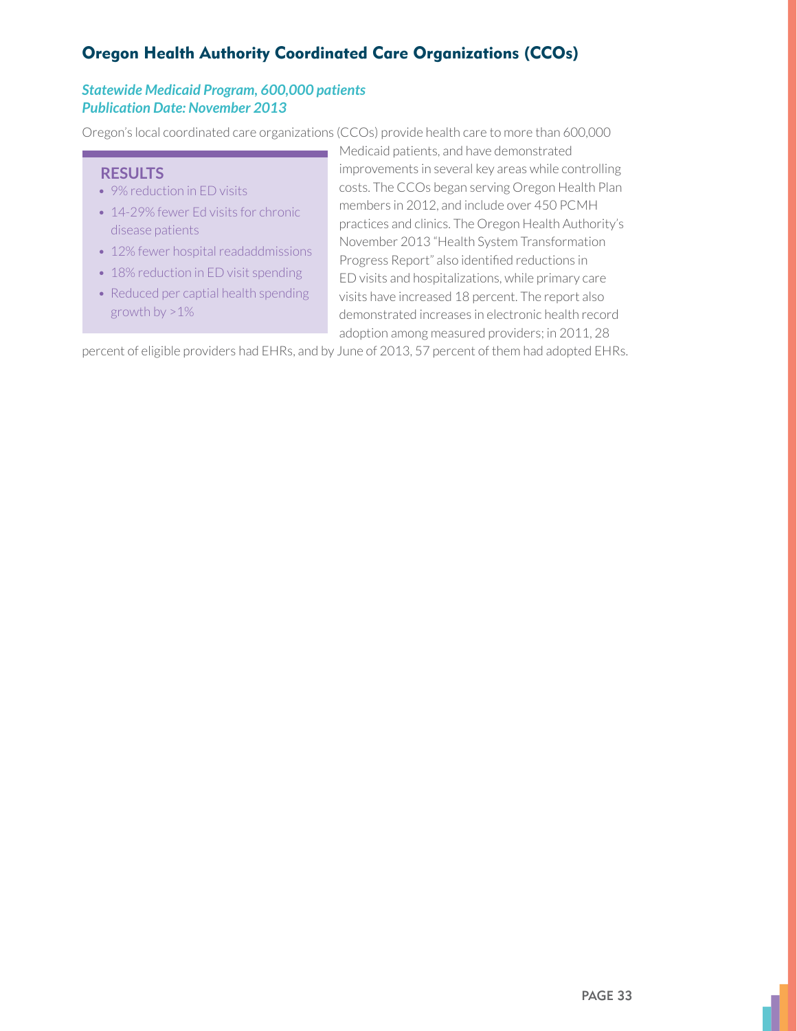## Oregon Health Authority Coordinated Care Organizations (CCOs)

***Statewide Medicaid Program, 600,000 patients***
***Publication Date: November 2013***

Oregon's local coordinated care organizations (CCOs) provide health care to more than 600,000 Medicaid patients, and have demonstrated improvements in several key areas while controlling costs. The CCOs began serving Oregon Health Plan members in 2012, and include over 450 PCMH practices and clinics. The Oregon Health Authority's November 2013 "Health System Transformation Progress Report" also identified reductions in ED visits and hospitalizations, while primary care visits have increased 18 percent. The report also demonstrated increases in electronic health record adoption among measured providers; in 2011, 28 percent of eligible providers had EHRs, and by June of 2013, 57 percent of them had adopted EHRs.

### RESULTS

- 9% reduction in ED visits
- 14-29% fewer Ed visits for chronic disease patients
- 12% fewer hospital readaddmissions
- 18% reduction in ED visit spending
- Reduced per captial health spending growth by >1%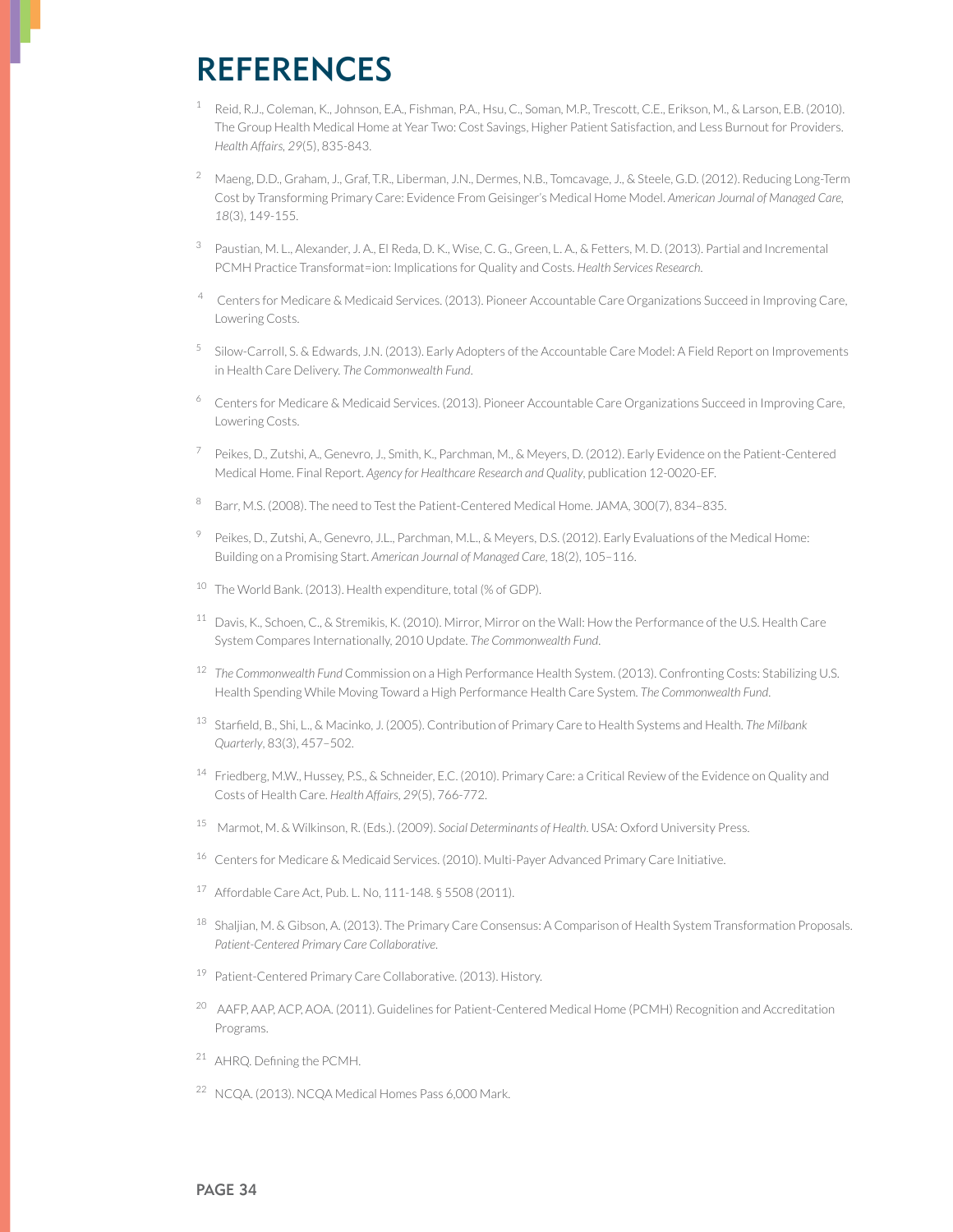# REFERENCES

1. Reid, R.J., Coleman, K., Johnson, E.A., Fishman, P.A., Hsu, C., Soman, M.P., Trescott, C.E., Erikson, M., & Larson, E.B. (2010). The Group Health Medical Home at Year Two: Cost Savings, Higher Patient Satisfaction, and Less Burnout for Providers. *Health Affairs, 29*(5), 835-843.

2. Maeng, D.D., Graham, J., Graf, T.R., Liberman, J.N., Dermes, N.B., Tomcavage, J., & Steele, G.D. (2012). Reducing Long-Term Cost by Transforming Primary Care: Evidence From Geisinger's Medical Home Model. *American Journal of Managed Care, 18*(3), 149-155.

3. Paustian, M. L., Alexander, J. A., El Reda, D. K., Wise, C. G., Green, L. A., & Fetters, M. D. (2013). Partial and Incremental PCMH Practice Transformat=ion: Implications for Quality and Costs. *Health Services Research*.

4. Centers for Medicare & Medicaid Services. (2013). Pioneer Accountable Care Organizations Succeed in Improving Care, Lowering Costs.

5. Silow-Carroll, S. & Edwards, J.N. (2013). Early Adopters of the Accountable Care Model: A Field Report on Improvements in Health Care Delivery. *The Commonwealth Fund*.

6. Centers for Medicare & Medicaid Services. (2013). Pioneer Accountable Care Organizations Succeed in Improving Care, Lowering Costs.

7. Peikes, D., Zutshi, A., Genevro, J., Smith, K., Parchman, M., & Meyers, D. (2012). Early Evidence on the Patient-Centered Medical Home. Final Report. *Agency for Healthcare Research and Quality*, publication 12-0020-EF.

8. Barr, M.S. (2008). The need to Test the Patient-Centered Medical Home. JAMA, 300(7), 834–835.

9. Peikes, D., Zutshi, A., Genevro, J.L., Parchman, M.L., & Meyers, D.S. (2012). Early Evaluations of the Medical Home: Building on a Promising Start. *American Journal of Managed Care*, 18(2), 105–116.

10. The World Bank. (2013). Health expenditure, total (% of GDP).

11. Davis, K., Schoen, C., & Stremikis, K. (2010). Mirror, Mirror on the Wall: How the Performance of the U.S. Health Care System Compares Internationally, 2010 Update. *The Commonwealth Fund*.

12. *The Commonwealth Fund* Commission on a High Performance Health System. (2013). Confronting Costs: Stabilizing U.S. Health Spending While Moving Toward a High Performance Health Care System. *The Commonwealth Fund*.

13. Starfield, B., Shi, L., & Macinko, J. (2005). Contribution of Primary Care to Health Systems and Health. *The Milbank Quarterly*, 83(3), 457–502.

14. Friedberg, M.W., Hussey, P.S., & Schneider, E.C. (2010). Primary Care: a Critical Review of the Evidence on Quality and Costs of Health Care. *Health Affairs, 29*(5), 766-772.

15. Marmot, M. & Wilkinson, R. (Eds.). (2009). *Social Determinants of Health*. USA: Oxford University Press.

16. Centers for Medicare & Medicaid Services. (2010). Multi-Payer Advanced Primary Care Initiative.

17. Affordable Care Act, Pub. L. No, 111-148. § 5508 (2011).

18. Shaljian, M. & Gibson, A. (2013). The Primary Care Consensus: A Comparison of Health System Transformation Proposals. *Patient-Centered Primary Care Collaborative*.

19. Patient-Centered Primary Care Collaborative. (2013). History.

20. AAFP, AAP, ACP, AOA. (2011). Guidelines for Patient-Centered Medical Home (PCMH) Recognition and Accreditation Programs.

21. AHRQ. Defining the PCMH.

22. NCQA. (2013). NCQA Medical Homes Pass 6,000 Mark.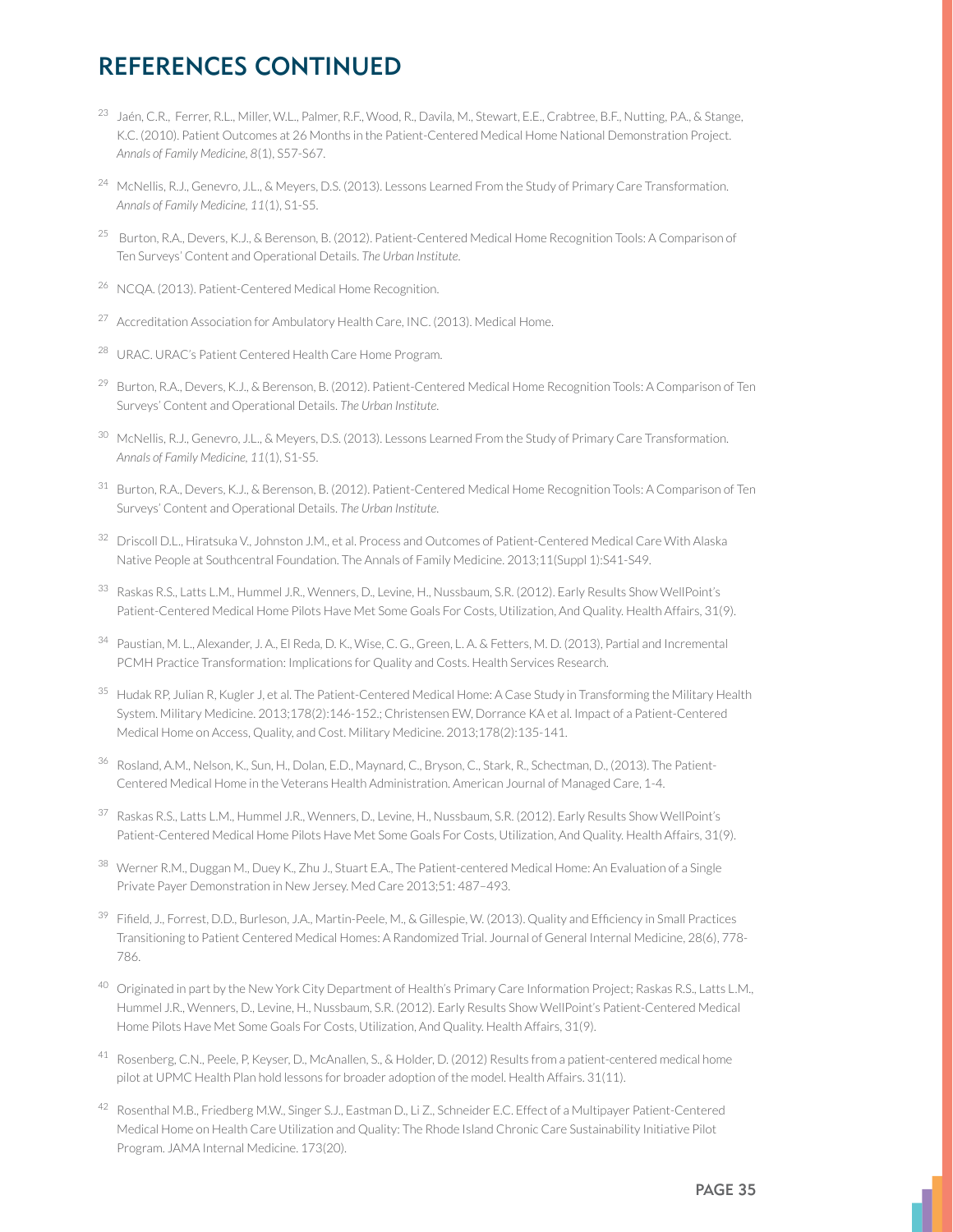# REFERENCES CONTINUED

[23] Jaén, C.R., Ferrer, R.L., Miller, W.L., Palmer, R.F., Wood, R., Davila, M., Stewart, E.E., Crabtree, B.F., Nutting, P.A., & Stange, K.C. (2010). Patient Outcomes at 26 Months in the Patient-Centered Medical Home National Demonstration Project. *Annals of Family Medicine, 8*(1), S57-S67.

[24] McNellis, R.J., Genevro, J.L., & Meyers, D.S. (2013). Lessons Learned From the Study of Primary Care Transformation. *Annals of Family Medicine, 11*(1), S1-S5.

[25] Burton, R.A., Devers, K.J., & Berenson, B. (2012). Patient-Centered Medical Home Recognition Tools: A Comparison of Ten Surveys' Content and Operational Details. *The Urban Institute.*

[26] NCQA. (2013). Patient-Centered Medical Home Recognition.

[27] Accreditation Association for Ambulatory Health Care, INC. (2013). Medical Home.

[28] URAC. URAC's Patient Centered Health Care Home Program.

[29] Burton, R.A., Devers, K.J., & Berenson, B. (2012). Patient-Centered Medical Home Recognition Tools: A Comparison of Ten Surveys' Content and Operational Details. *The Urban Institute.*

[30] McNellis, R.J., Genevro, J.L., & Meyers, D.S. (2013). Lessons Learned From the Study of Primary Care Transformation. *Annals of Family Medicine, 11*(1), S1-S5.

[31] Burton, R.A., Devers, K.J., & Berenson, B. (2012). Patient-Centered Medical Home Recognition Tools: A Comparison of Ten Surveys' Content and Operational Details. *The Urban Institute.*

[32] Driscoll D.L., Hiratsuka V., Johnston J.M., et al. Process and Outcomes of Patient-Centered Medical Care With Alaska Native People at Southcentral Foundation. The Annals of Family Medicine. 2013;11(Suppl 1):S41-S49.

[33] Raskas R.S., Latts L.M., Hummel J.R., Wenners, D., Levine, H., Nussbaum, S.R. (2012). Early Results Show WellPoint's Patient-Centered Medical Home Pilots Have Met Some Goals For Costs, Utilization, And Quality. Health Affairs, 31(9).

[34] Paustian, M. L., Alexander, J. A., El Reda, D. K., Wise, C. G., Green, L. A. & Fetters, M. D. (2013), Partial and Incremental PCMH Practice Transformation: Implications for Quality and Costs. Health Services Research.

[35] Hudak RP, Julian R, Kugler J, et al. The Patient-Centered Medical Home: A Case Study in Transforming the Military Health System. Military Medicine. 2013;178(2):146-152.; Christensen EW, Dorrance KA et al. Impact of a Patient-Centered Medical Home on Access, Quality, and Cost. Military Medicine. 2013;178(2):135-141.

[36] Rosland, A.M., Nelson, K., Sun, H., Dolan, E.D., Maynard, C., Bryson, C., Stark, R., Schectman, D., (2013). The Patient-Centered Medical Home in the Veterans Health Administration. American Journal of Managed Care, 1-4.

[37] Raskas R.S., Latts L.M., Hummel J.R., Wenners, D., Levine, H., Nussbaum, S.R. (2012). Early Results Show WellPoint's Patient-Centered Medical Home Pilots Have Met Some Goals For Costs, Utilization, And Quality. Health Affairs, 31(9).

[38] Werner R.M., Duggan M., Duey K., Zhu J., Stuart E.A., The Patient-centered Medical Home: An Evaluation of a Single Private Payer Demonstration in New Jersey. Med Care 2013;51: 487–493.

[39] Fifield, J., Forrest, D.D., Burleson, J.A., Martin-Peele, M., & Gillespie, W. (2013). Quality and Efficiency in Small Practices Transitioning to Patient Centered Medical Homes: A Randomized Trial. Journal of General Internal Medicine, 28(6), 778-786.

[40] Originated in part by the New York City Department of Health's Primary Care Information Project; Raskas R.S., Latts L.M., Hummel J.R., Wenners, D., Levine, H., Nussbaum, S.R. (2012). Early Results Show WellPoint's Patient-Centered Medical Home Pilots Have Met Some Goals For Costs, Utilization, And Quality. Health Affairs, 31(9).

[41] Rosenberg, C.N., Peele, P, Keyser, D., McAnallen, S., & Holder, D. (2012) Results from a patient-centered medical home pilot at UPMC Health Plan hold lessons for broader adoption of the model. Health Affairs. 31(11).

[42] Rosenthal M.B., Friedberg M.W., Singer S.J., Eastman D., Li Z., Schneider E.C. Effect of a Multipayer Patient-Centered Medical Home on Health Care Utilization and Quality: The Rhode Island Chronic Care Sustainability Initiative Pilot Program. JAMA Internal Medicine. 173(20).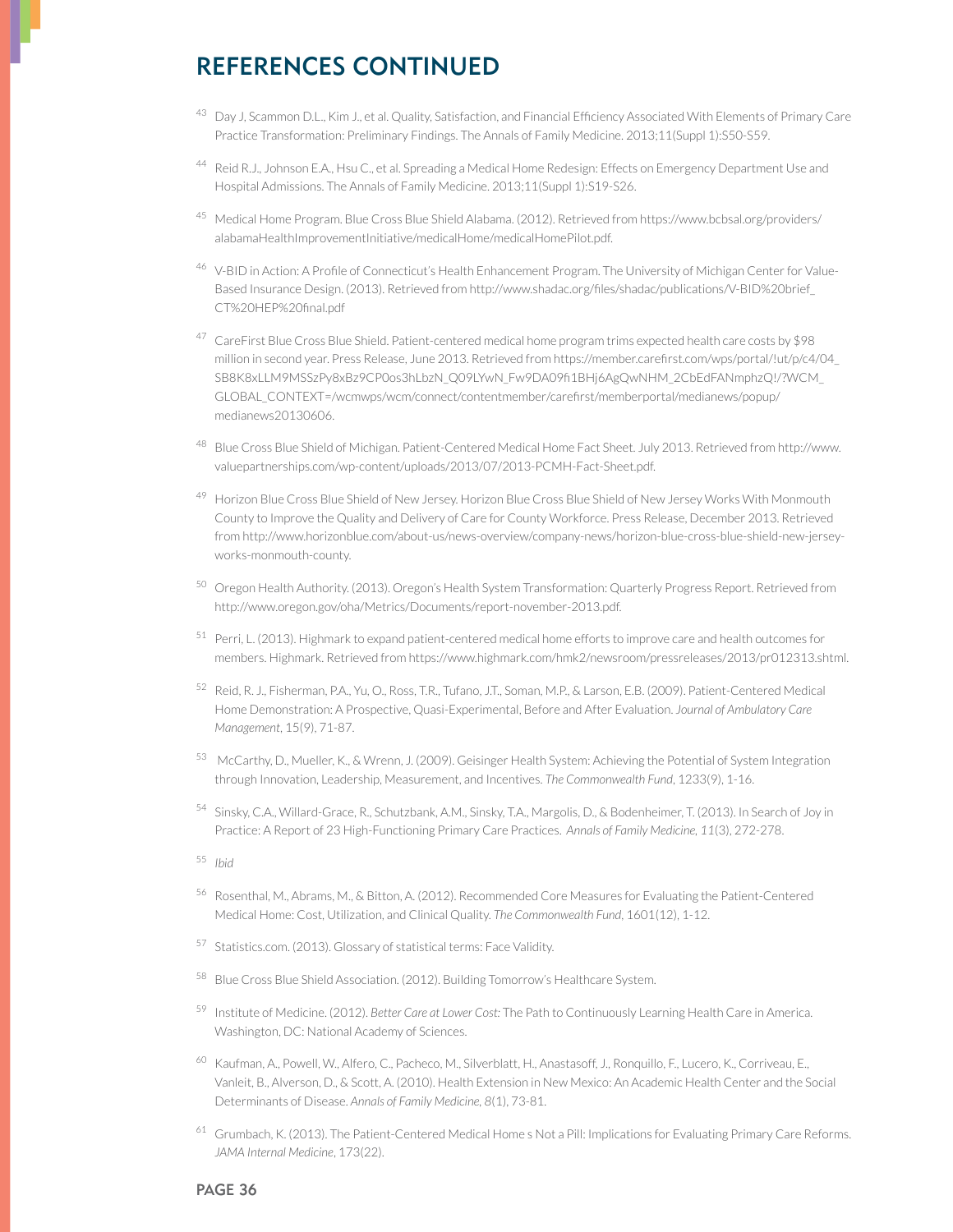## REFERENCES CONTINUED

[43] Day J, Scammon D.L., Kim J., et al. Quality, Satisfaction, and Financial Efficiency Associated With Elements of Primary Care Practice Transformation: Preliminary Findings. The Annals of Family Medicine. 2013;11(Suppl 1):S50-S59.

[44] Reid R.J., Johnson E.A., Hsu C., et al. Spreading a Medical Home Redesign: Effects on Emergency Department Use and Hospital Admissions. The Annals of Family Medicine. 2013;11(Suppl 1):S19-S26.

[45] Medical Home Program. Blue Cross Blue Shield Alabama. (2012). Retrieved from https://www.bcbsal.org/providers/alabamaHealthImprovementInitiative/medicalHome/medicalHomePilot.pdf.

[46] V-BID in Action: A Profile of Connecticut's Health Enhancement Program. The University of Michigan Center for Value-Based Insurance Design. (2013). Retrieved from http://www.shadac.org/files/shadac/publications/V-BID%20brief_CT%20HEP%20final.pdf

[47] CareFirst Blue Cross Blue Shield. Patient-centered medical home program trims expected health care costs by $98 million in second year. Press Release, June 2013. Retrieved from https://member.carefirst.com/wps/portal/!ut/p/c4/04_SB8K8xLLM9MSSzPy8xBz9CP0os3hLbzN_Q09LYwN_Fw9DA09fi1BHj6AgQwNHM_2CbEdFANmphzQ!/?WCM_GLOBAL_CONTEXT=/wcmwps/wcm/connect/contentmember/carefirst/memberportal/medianews/popup/medianews20130606.

[48] Blue Cross Blue Shield of Michigan. Patient-Centered Medical Home Fact Sheet. July 2013. Retrieved from http://www.valuepartnerships.com/wp-content/uploads/2013/07/2013-PCMH-Fact-Sheet.pdf.

[49] Horizon Blue Cross Blue Shield of New Jersey. Horizon Blue Cross Blue Shield of New Jersey Works With Monmouth County to Improve the Quality and Delivery of Care for County Workforce. Press Release, December 2013. Retrieved from http://www.horizonblue.com/about-us/news-overview/company-news/horizon-blue-cross-blue-shield-new-jersey-works-monmouth-county.

[50] Oregon Health Authority. (2013). Oregon's Health System Transformation: Quarterly Progress Report. Retrieved from http://www.oregon.gov/oha/Metrics/Documents/report-november-2013.pdf.

[51] Perri, L. (2013). Highmark to expand patient-centered medical home efforts to improve care and health outcomes for members. Highmark. Retrieved from https://www.highmark.com/hmk2/newsroom/pressreleases/2013/pr012313.shtml.

[52] Reid, R. J., Fisherman, P.A., Yu, O., Ross, T.R., Tufano, J.T., Soman, M.P., & Larson, E.B. (2009). Patient-Centered Medical Home Demonstration: A Prospective, Quasi-Experimental, Before and After Evaluation. *Journal of Ambulatory Care Management*, 15(9), 71-87.

[53] McCarthy, D., Mueller, K., & Wrenn, J. (2009). Geisinger Health System: Achieving the Potential of System Integration through Innovation, Leadership, Measurement, and Incentives. *The Commonwealth Fund*, 1233(9), 1-16.

[54] Sinsky, C.A., Willard-Grace, R., Schutzbank, A.M., Sinsky, T.A., Margolis, D., & Bodenheimer, T. (2013). In Search of Joy in Practice: A Report of 23 High-Functioning Primary Care Practices. *Annals of Family Medicine, 11*(3), 272-278.

[55] *Ibid*

[56] Rosenthal, M., Abrams, M., & Bitton, A. (2012). Recommended Core Measures for Evaluating the Patient-Centered Medical Home: Cost, Utilization, and Clinical Quality. *The Commonwealth Fund*, 1601(12), 1-12.

[57] Statistics.com. (2013). Glossary of statistical terms: Face Validity.

[58] Blue Cross Blue Shield Association. (2012). Building Tomorrow's Healthcare System.

[59] Institute of Medicine. (2012). *Better Care at Lower Cost:* The Path to Continuously Learning Health Care in America. Washington, DC: National Academy of Sciences.

[60] Kaufman, A., Powell, W., Alfero, C., Pacheco, M., Silverblatt, H., Anastasoff, J., Ronquillo, F., Lucero, K., Corriveau, E., Vanleit, B., Alverson, D., & Scott, A. (2010). Health Extension in New Mexico: An Academic Health Center and the Social Determinants of Disease. *Annals of Family Medicine, 8*(1), 73-81.

[61] Grumbach, K. (2013). The Patient-Centered Medical Home s Not a Pill: Implications for Evaluating Primary Care Reforms. *JAMA Internal Medicine*, 173(22).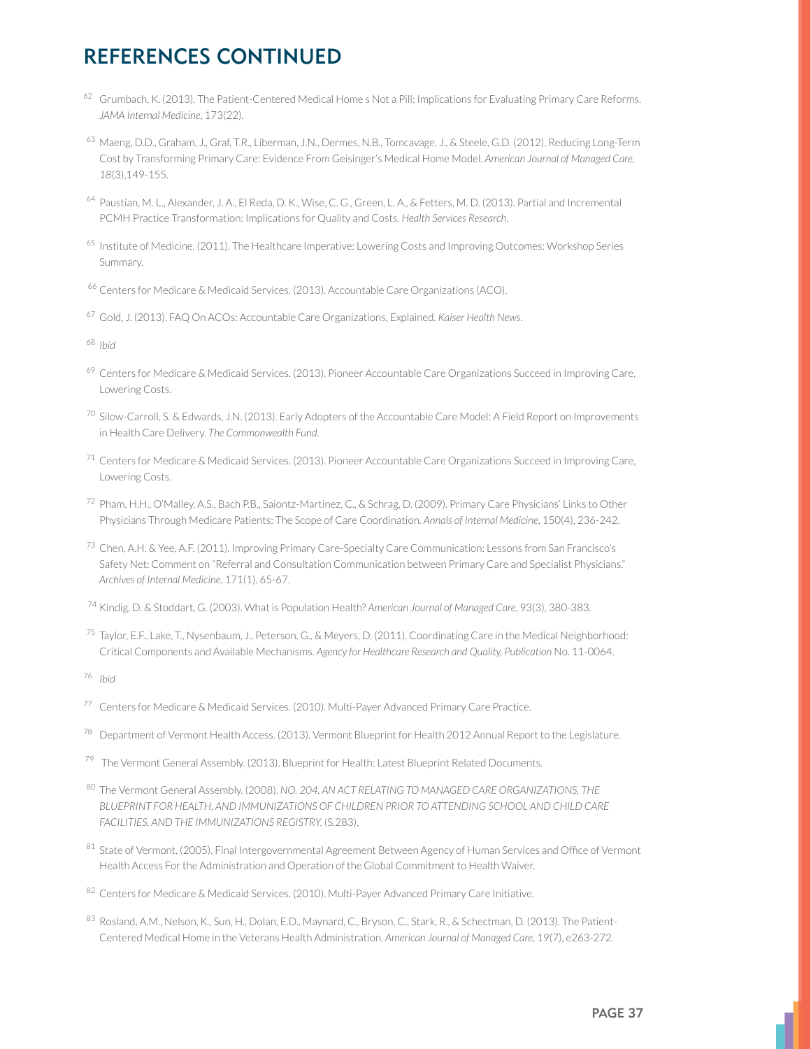## REFERENCES CONTINUED

[62] Grumbach, K. (2013). The Patient-Centered Medical Home s Not a Pill: Implications for Evaluating Primary Care Reforms. *JAMA Internal Medicine*, 173(22).

[63] Maeng, D.D., Graham, J., Graf, T.R., Liberman, J.N., Dermes, N.B., Tomcavage, J., & Steele, G.D. (2012). Reducing Long-Term Cost by Transforming Primary Care: Evidence From Geisinger's Medical Home Model. *American Journal of Managed Care, 18*(3),149-155.

[64] Paustian, M. L., Alexander, J. A., El Reda, D. K., Wise, C. G., Green, L. A., & Fetters, M. D. (2013). Partial and Incremental PCMH Practice Transformation: Implications for Quality and Costs. *Health Services Research*.

[65] Institute of Medicine. (2011). The Healthcare Imperative: Lowering Costs and Improving Outcomes: Workshop Series Summary.

[66] Centers for Medicare & Medicaid Services. (2013). Accountable Care Organizations (ACO).

[67] Gold, J. (2013). FAQ On ACOs: Accountable Care Organizations, Explained. *Kaiser Health News*.

[68] *Ibid*

[69] Centers for Medicare & Medicaid Services. (2013). Pioneer Accountable Care Organizations Succeed in Improving Care, Lowering Costs.

[70] Silow-Carroll, S. & Edwards, J.N. (2013). Early Adopters of the Accountable Care Model: A Field Report on Improvements in Health Care Delivery. *The Commonwealth Fund*.

[71] Centers for Medicare & Medicaid Services. (2013). Pioneer Accountable Care Organizations Succeed in Improving Care, Lowering Costs.

[72] Pham, H.H., O'Malley, A.S., Bach P.B., Saiontz-Martinez, C., & Schrag, D. (2009). Primary Care Physicians' Links to Other Physicians Through Medicare Patients: The Scope of Care Coordination. *Annals of Internal Medicine*, 150(4), 236-242.

[73] Chen, A.H. & Yee, A.F. (2011). Improving Primary Care-Specialty Care Communication: Lessons from San Francisco's Safety Net: Comment on "Referral and Consultation Communication between Primary Care and Specialist Physicians." *Archives of Internal Medicine*, 171(1), 65-67.

[74] Kindig, D. & Stoddart, G. (2003). What is Population Health? *American Journal of Managed Care*, 93(3), 380-383.

[75] Taylor, E.F., Lake, T., Nysenbaum, J., Peterson, G., & Meyers, D. (2011). Coordinating Care in the Medical Neighborhood: Critical Components and Available Mechanisms. *Agency for Healthcare Research and Quality, Publication* No. 11-0064.

[76] *Ibid*

[77] Centers for Medicare & Medicaid Services. (2010). Multi-Payer Advanced Primary Care Practice.

[78] Department of Vermont Health Access. (2013). Vermont Blueprint for Health 2012 Annual Report to the Legislature.

[79] The Vermont General Assembly. (2013). Blueprint for Health: Latest Blueprint Related Documents.

[80] The Vermont General Assembly. (2008). *NO. 204. AN ACT RELATING TO MANAGED CARE ORGANIZATIONS, THE BLUEPRINT FOR HEALTH, AND IMMUNIZATIONS OF CHILDREN PRIOR TO ATTENDING SCHOOL AND CHILD CARE FACILITIES, AND THE IMMUNIZATIONS REGISTRY*. (S.283).

[81] State of Vermont. (2005). Final Intergovernmental Agreement Between Agency of Human Services and Office of Vermont Health Access For the Administration and Operation of the Global Commitment to Health Waiver.

[82] Centers for Medicare & Medicaid Services. (2010). Multi-Payer Advanced Primary Care Initiative.

[83] Rosland, A.M., Nelson, K., Sun, H., Dolan, E.D., Maynard, C., Bryson, C., Stark, R., & Schectman, D. (2013). The Patient-Centered Medical Home in the Veterans Health Administration. *American Journal of Managed Care*, 19(7), e263-272.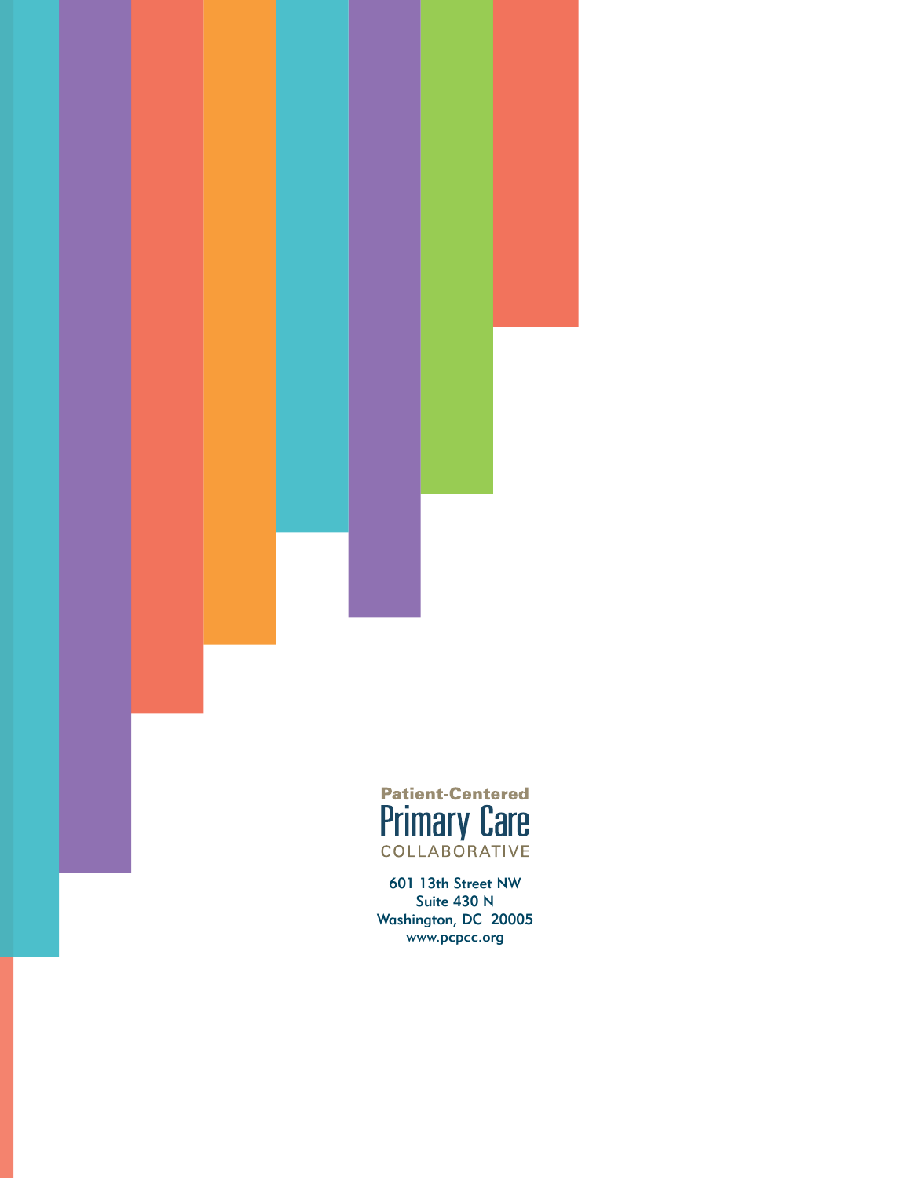Patient-Centered
Primary Care
COLLABORATIVE

601 13th Street NW
Suite 430 N
Washington, DC 20005
www.pcpcc.org